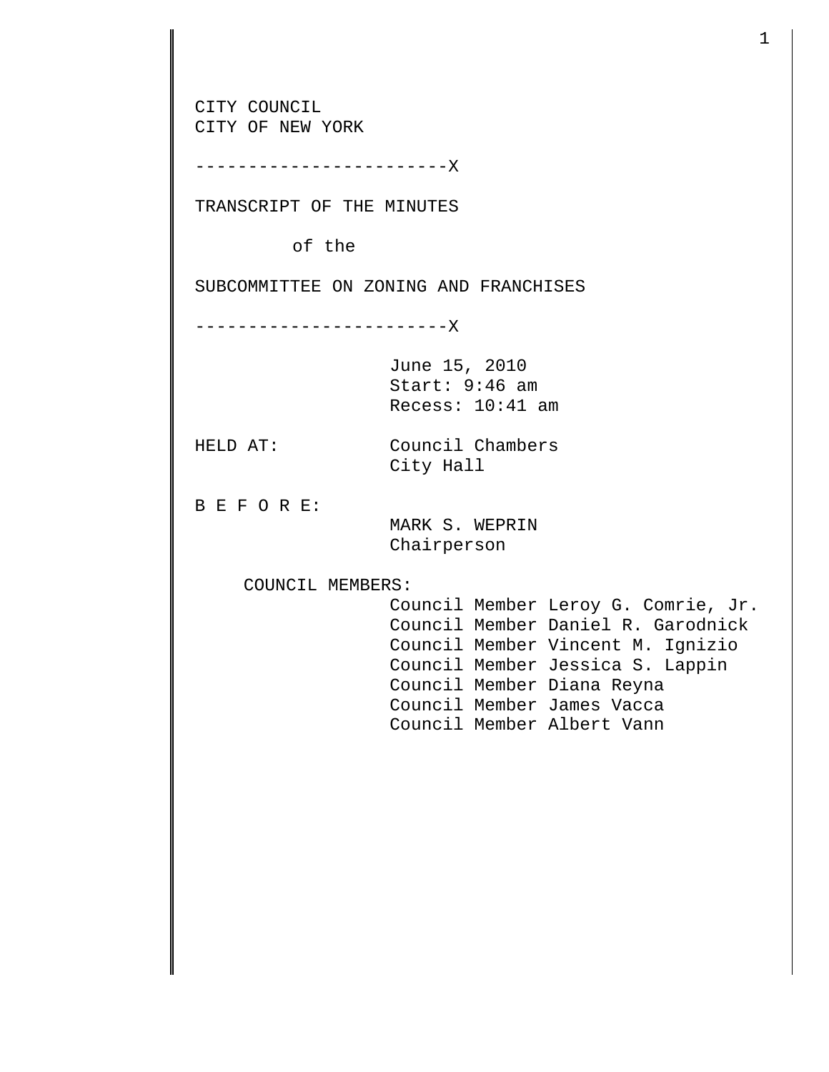CITY COUNCIL
CITY OF NEW YORK

------------------------X

TRANSCRIPT OF THE MINUTES

of the

SUBCOMMITTEE ON ZONING AND FRANCHISES

------------------------X

June 15, 2010
Start: 9:46 am
Recess: 10:41 am

HELD AT: Council Chambers
City Hall

B E F O R E:
MARK S. WEPRIN
Chairperson

COUNCIL MEMBERS:
Council Member Leroy G. Comrie, Jr.
Council Member Daniel R. Garodnick
Council Member Vincent M. Ignizio
Council Member Jessica S. Lappin
Council Member Diana Reyna
Council Member James Vacca
Council Member Albert Vann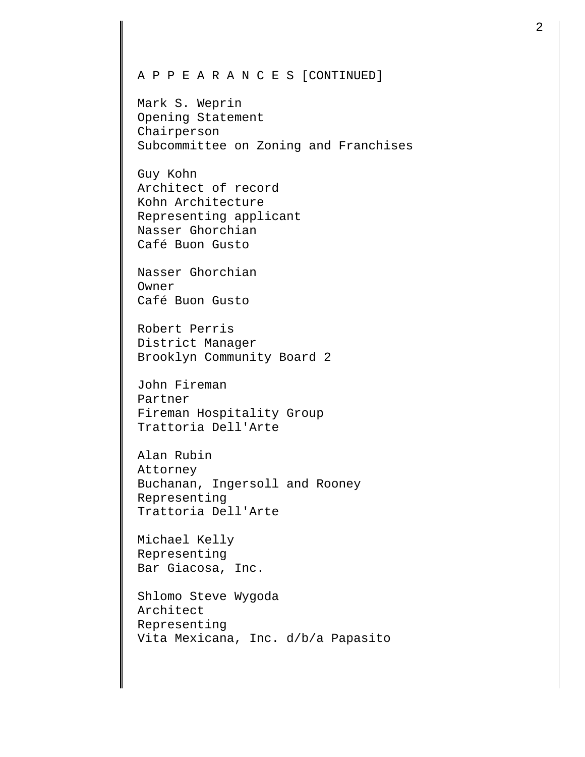A P P E A R A N C E S [CONTINUED]

Mark S. Weprin
Opening Statement
Chairperson
Subcommittee on Zoning and Franchises

Guy Kohn
Architect of record
Kohn Architecture
Representing applicant
Nasser Ghorchian
Café Buon Gusto

Nasser Ghorchian
Owner
Café Buon Gusto

Robert Perris
District Manager
Brooklyn Community Board 2

John Fireman
Partner
Fireman Hospitality Group
Trattoria Dell'Arte

Alan Rubin
Attorney
Buchanan, Ingersoll and Rooney
Representing
Trattoria Dell'Arte

Michael Kelly
Representing
Bar Giacosa, Inc.

Shlomo Steve Wygoda
Architect
Representing
Vita Mexicana, Inc. d/b/a Papasito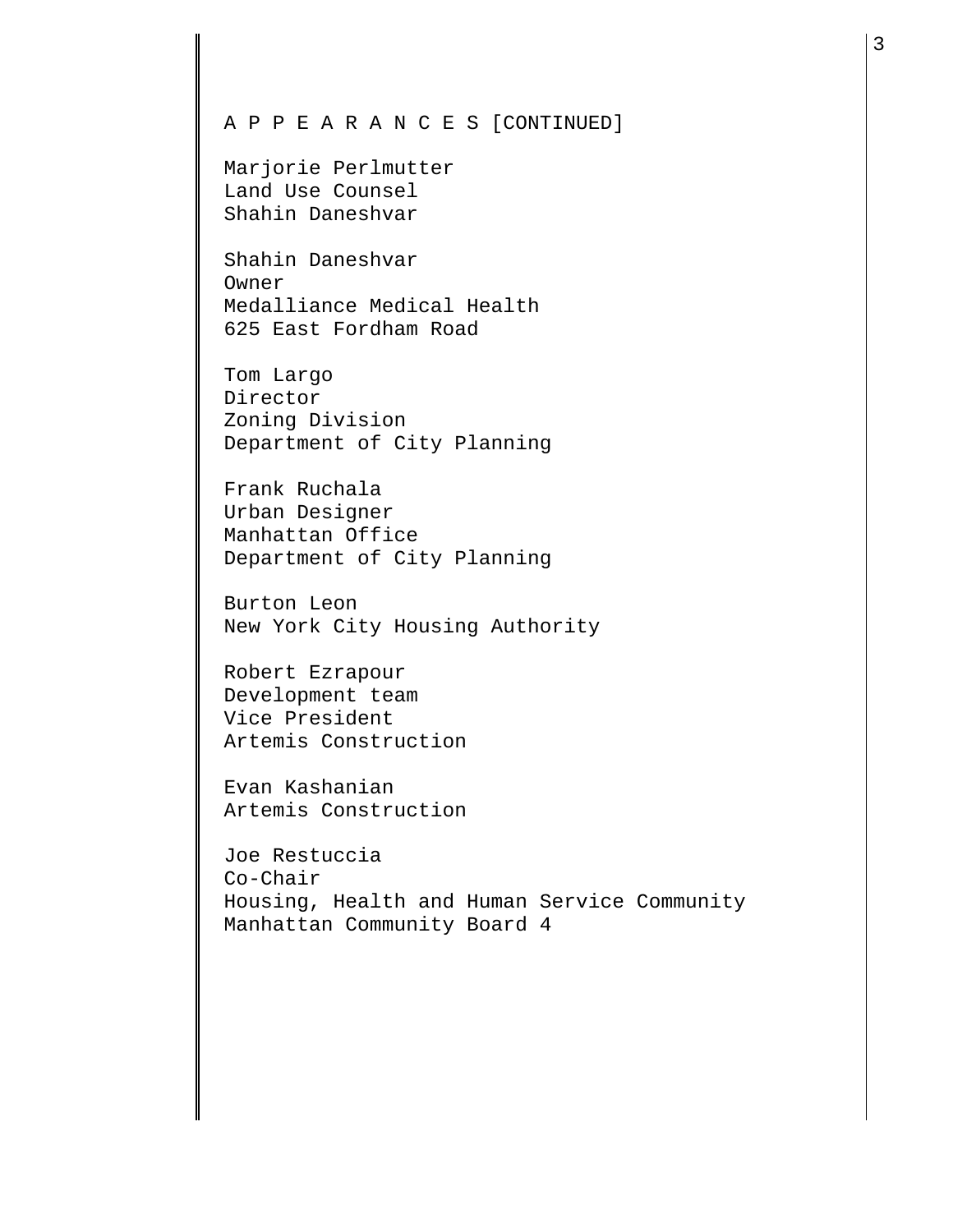A P P E A R A N C E S [CONTINUED]

Marjorie Perlmutter
Land Use Counsel
Shahin Daneshvar

Shahin Daneshvar
Owner
Medalliance Medical Health
625 East Fordham Road

Tom Largo
Director
Zoning Division
Department of City Planning

Frank Ruchala
Urban Designer
Manhattan Office
Department of City Planning

Burton Leon
New York City Housing Authority

Robert Ezrapour
Development team
Vice President
Artemis Construction

Evan Kashanian
Artemis Construction

Joe Restuccia
Co-Chair
Housing, Health and Human Service Community
Manhattan Community Board 4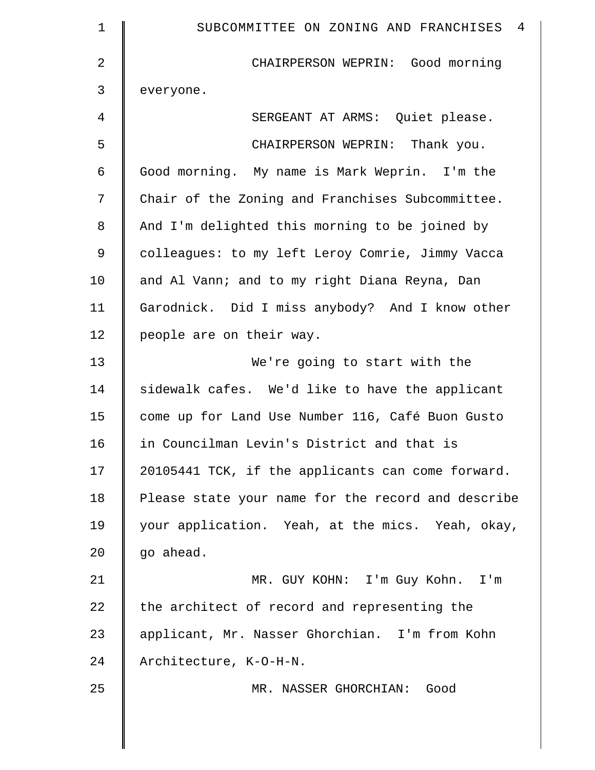CHAIRPERSON WEPRIN: Good morning everyone.

SERGEANT AT ARMS: Quiet please.

CHAIRPERSON WEPRIN: Thank you. Good morning. My name is Mark Weprin. I'm the Chair of the Zoning and Franchises Subcommittee. And I'm delighted this morning to be joined by colleagues: to my left Leroy Comrie, Jimmy Vacca and Al Vann; and to my right Diana Reyna, Dan Garodnick. Did I miss anybody? And I know other people are on their way.

We're going to start with the sidewalk cafes. We'd like to have the applicant come up for Land Use Number 116, Café Buon Gusto in Councilman Levin's District and that is 20105441 TCK, if the applicants can come forward. Please state your name for the record and describe your application. Yeah, at the mics. Yeah, okay, go ahead.

MR. GUY KOHN: I'm Guy Kohn. I'm the architect of record and representing the applicant, Mr. Nasser Ghorchian. I'm from Kohn Architecture, K-O-H-N.

MR. NASSER GHORCHIAN: Good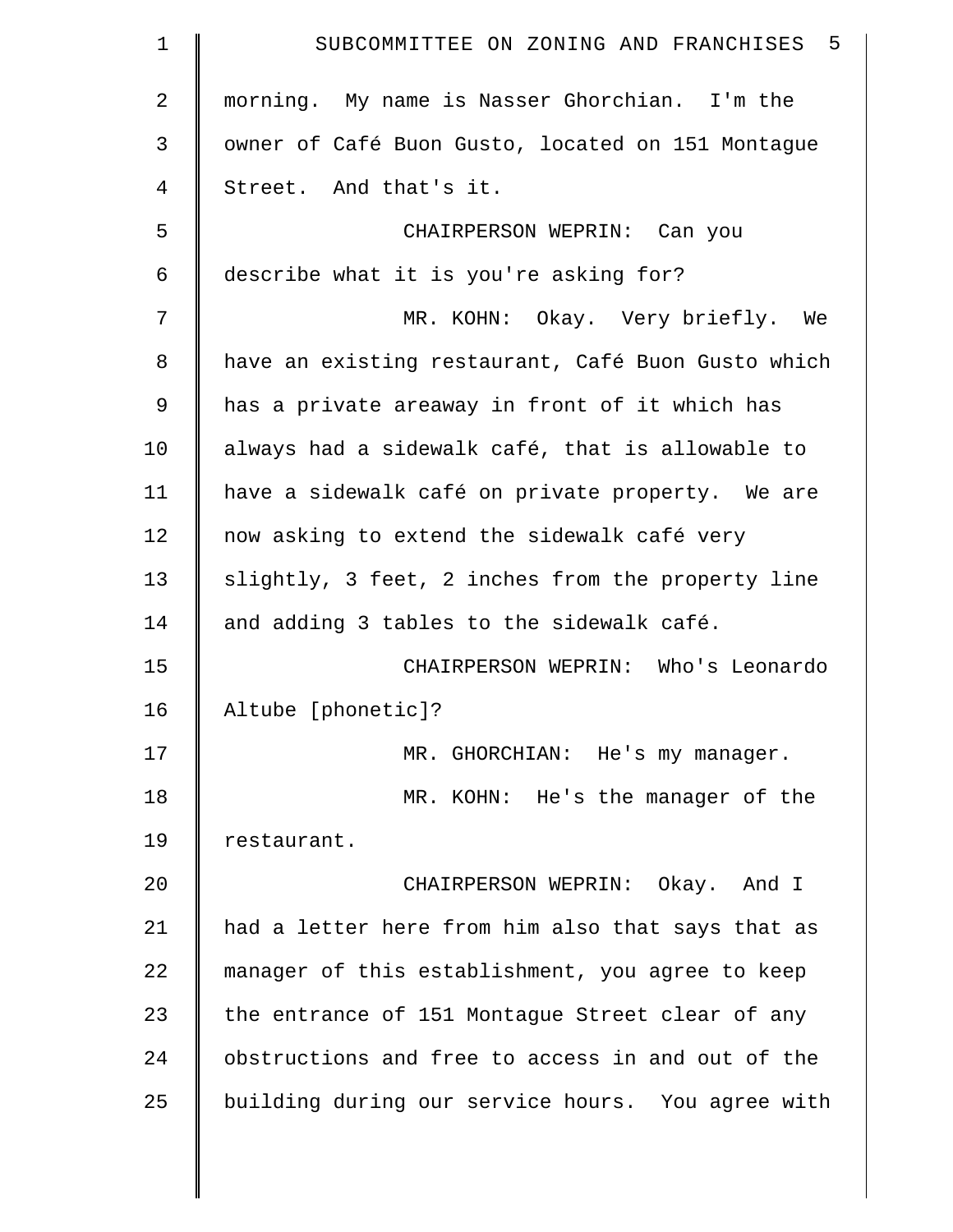morning. My name is Nasser Ghorchian. I'm the owner of Café Buon Gusto, located on 151 Montague Street. And that's it.

CHAIRPERSON WEPRIN: Can you describe what it is you're asking for?

MR. KOHN: Okay. Very briefly. We have an existing restaurant, Café Buon Gusto which has a private areaway in front of it which has always had a sidewalk café, that is allowable to have a sidewalk café on private property. We are now asking to extend the sidewalk café very slightly, 3 feet, 2 inches from the property line and adding 3 tables to the sidewalk café.

CHAIRPERSON WEPRIN: Who's Leonardo Altube [phonetic]?

MR. GHORCHIAN: He's my manager.

MR. KOHN: He's the manager of the restaurant.

CHAIRPERSON WEPRIN: Okay. And I had a letter here from him also that says that as manager of this establishment, you agree to keep the entrance of 151 Montague Street clear of any obstructions and free to access in and out of the building during our service hours. You agree with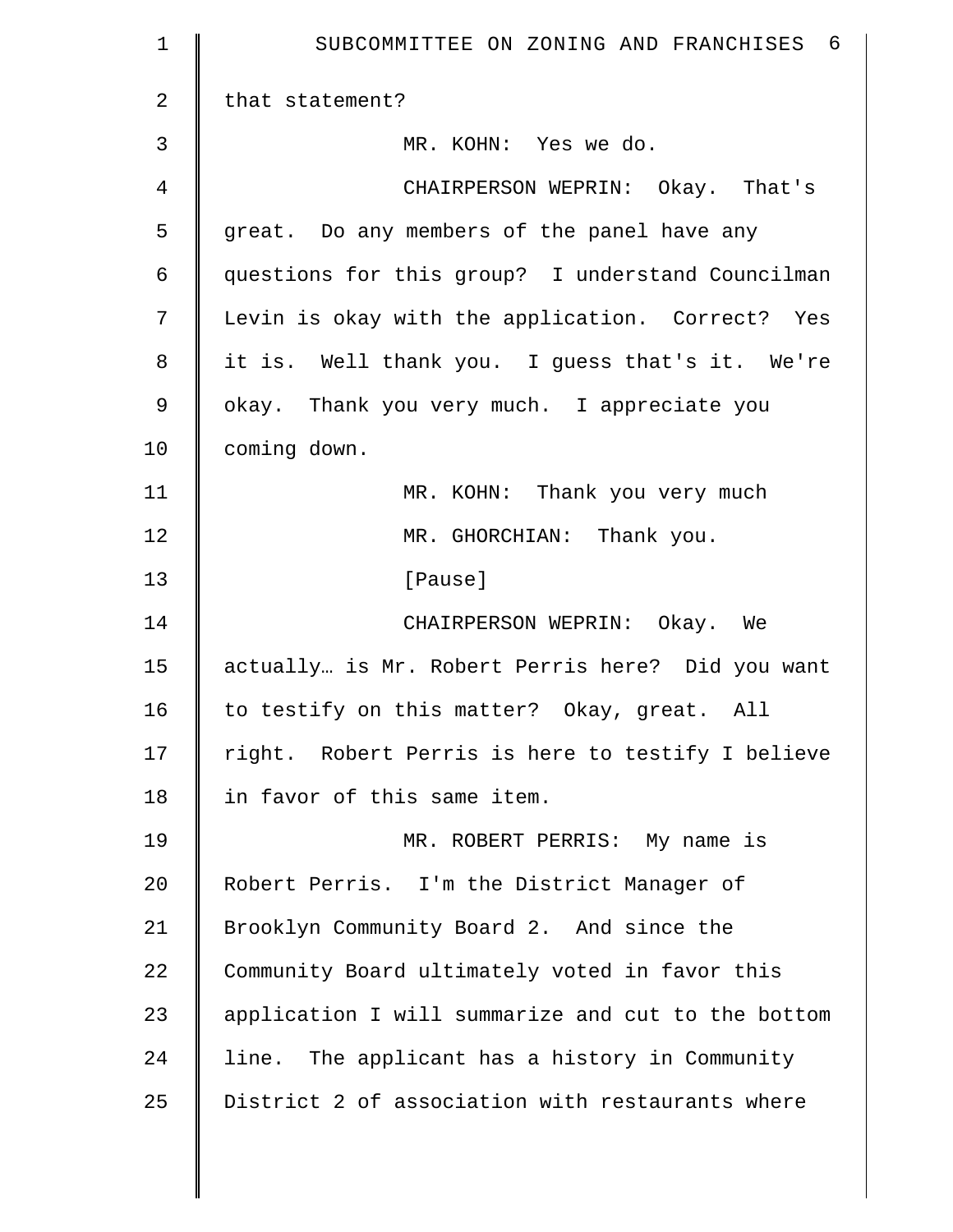that statement?

MR. KOHN: Yes we do.

CHAIRPERSON WEPRIN: Okay. That's great. Do any members of the panel have any questions for this group? I understand Councilman Levin is okay with the application. Correct? Yes it is. Well thank you. I guess that's it. We're okay. Thank you very much. I appreciate you coming down.

MR. KOHN: Thank you very much

MR. GHORCHIAN: Thank you.

[Pause]

CHAIRPERSON WEPRIN: Okay. We actually… is Mr. Robert Perris here? Did you want to testify on this matter? Okay, great. All right. Robert Perris is here to testify I believe in favor of this same item.

MR. ROBERT PERRIS: My name is Robert Perris. I'm the District Manager of Brooklyn Community Board 2. And since the Community Board ultimately voted in favor this application I will summarize and cut to the bottom line. The applicant has a history in Community District 2 of association with restaurants where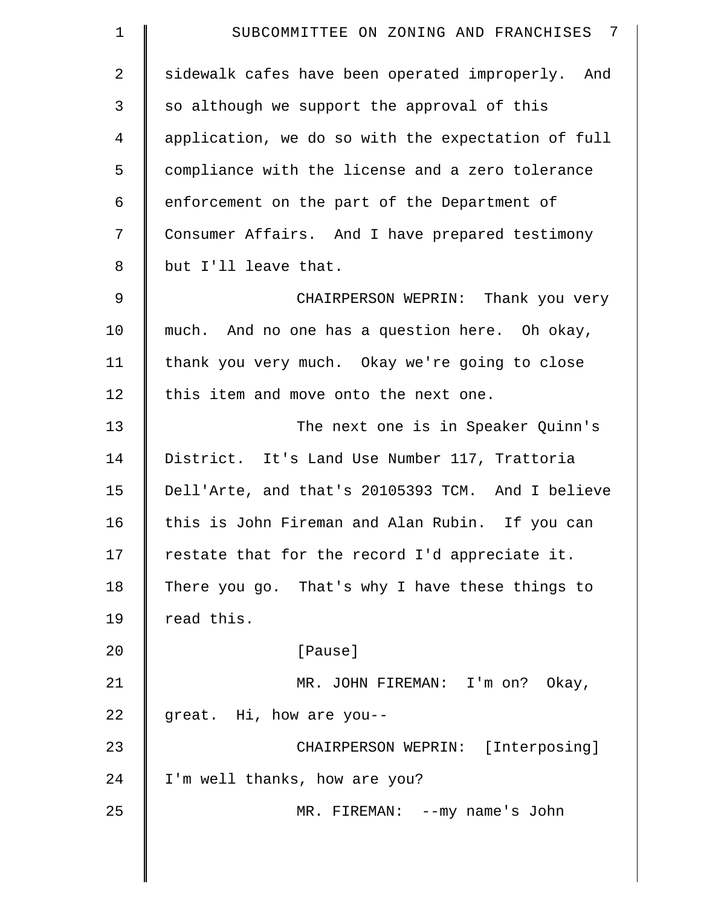sidewalk cafes have been operated improperly. And so although we support the approval of this application, we do so with the expectation of full compliance with the license and a zero tolerance enforcement on the part of the Department of Consumer Affairs. And I have prepared testimony but I'll leave that.

CHAIRPERSON WEPRIN: Thank you very much. And no one has a question here. Oh okay, thank you very much. Okay we're going to close this item and move onto the next one.

The next one is in Speaker Quinn's District. It's Land Use Number 117, Trattoria Dell'Arte, and that's 20105393 TCM. And I believe this is John Fireman and Alan Rubin. If you can restate that for the record I'd appreciate it. There you go. That's why I have these things to read this.

[Pause]

MR. JOHN FIREMAN: I'm on? Okay, great. Hi, how are you--

CHAIRPERSON WEPRIN: [Interposing] I'm well thanks, how are you?

MR. FIREMAN: --my name's John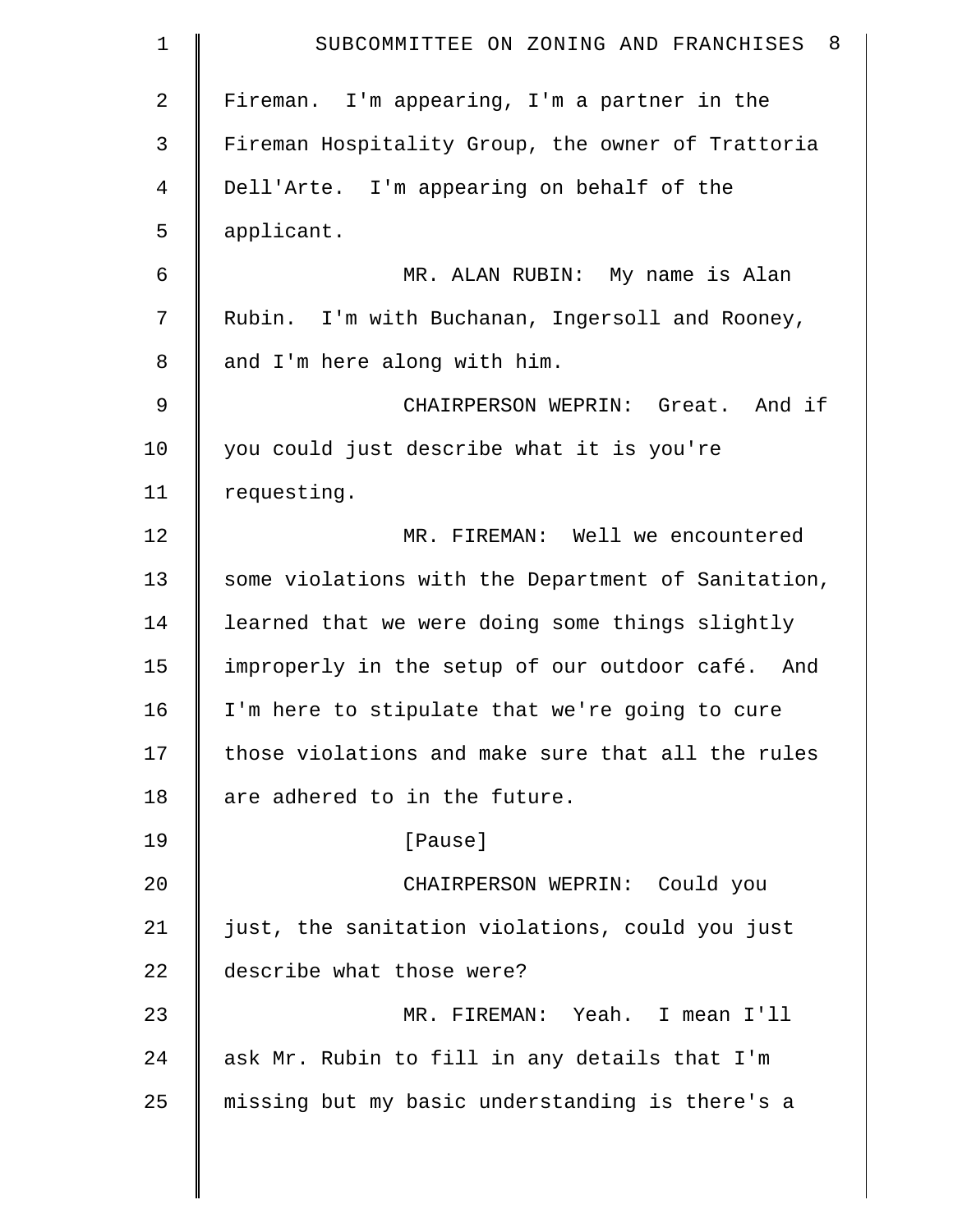Fireman. I'm appearing, I'm a partner in the Fireman Hospitality Group, the owner of Trattoria Dell'Arte. I'm appearing on behalf of the applicant.

MR. ALAN RUBIN: My name is Alan Rubin. I'm with Buchanan, Ingersoll and Rooney, and I'm here along with him.

CHAIRPERSON WEPRIN: Great. And if you could just describe what it is you're requesting.

MR. FIREMAN: Well we encountered some violations with the Department of Sanitation, learned that we were doing some things slightly improperly in the setup of our outdoor café. And I'm here to stipulate that we're going to cure those violations and make sure that all the rules are adhered to in the future.

[Pause]

CHAIRPERSON WEPRIN: Could you just, the sanitation violations, could you just describe what those were?

MR. FIREMAN: Yeah. I mean I'll ask Mr. Rubin to fill in any details that I'm missing but my basic understanding is there's a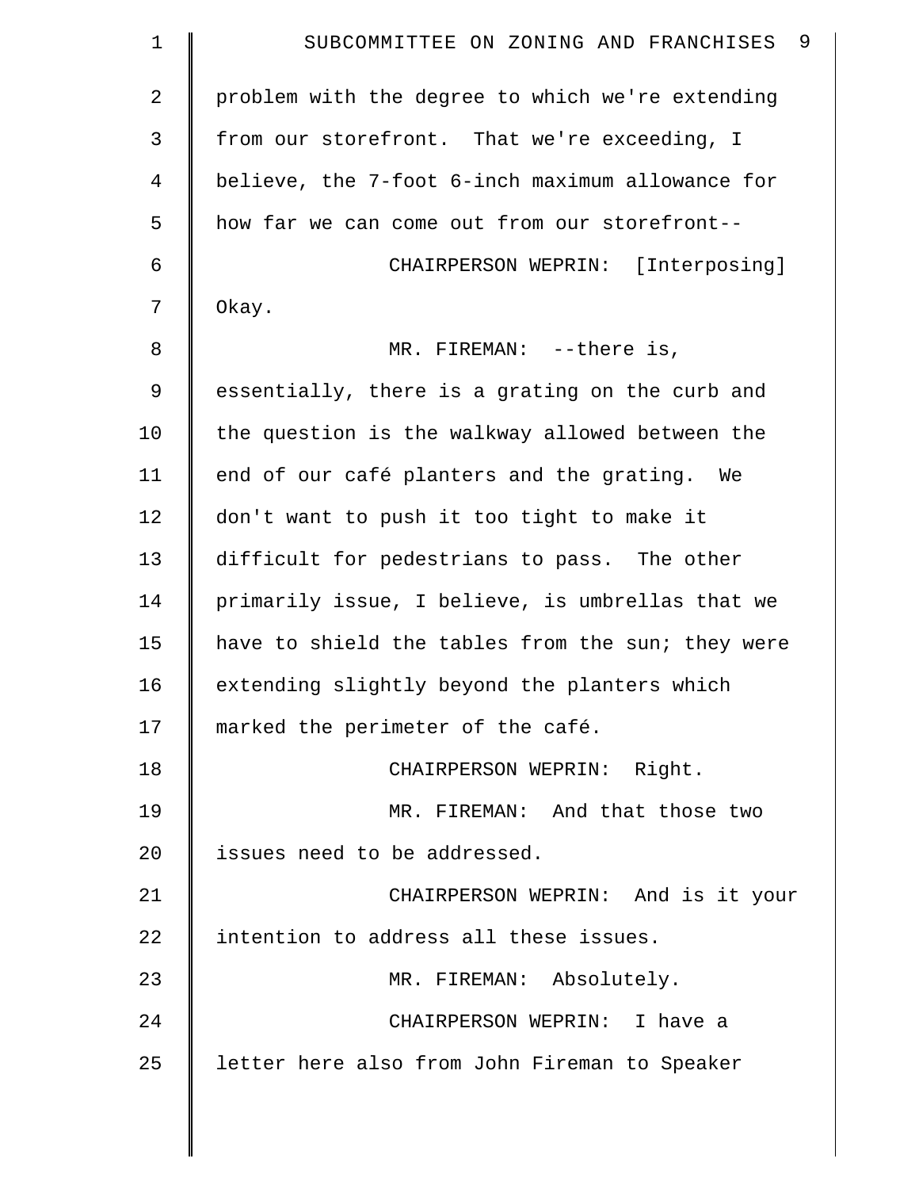problem with the degree to which we're extending from our storefront. That we're exceeding, I believe, the 7-foot 6-inch maximum allowance for how far we can come out from our storefront--

CHAIRPERSON WEPRIN: [Interposing] Okay.

MR. FIREMAN: --there is, essentially, there is a grating on the curb and the question is the walkway allowed between the end of our café planters and the grating. We don't want to push it too tight to make it difficult for pedestrians to pass. The other primarily issue, I believe, is umbrellas that we have to shield the tables from the sun; they were extending slightly beyond the planters which marked the perimeter of the café.

CHAIRPERSON WEPRIN: Right.

MR. FIREMAN: And that those two issues need to be addressed.

CHAIRPERSON WEPRIN: And is it your intention to address all these issues.

MR. FIREMAN: Absolutely.

CHAIRPERSON WEPRIN: I have a letter here also from John Fireman to Speaker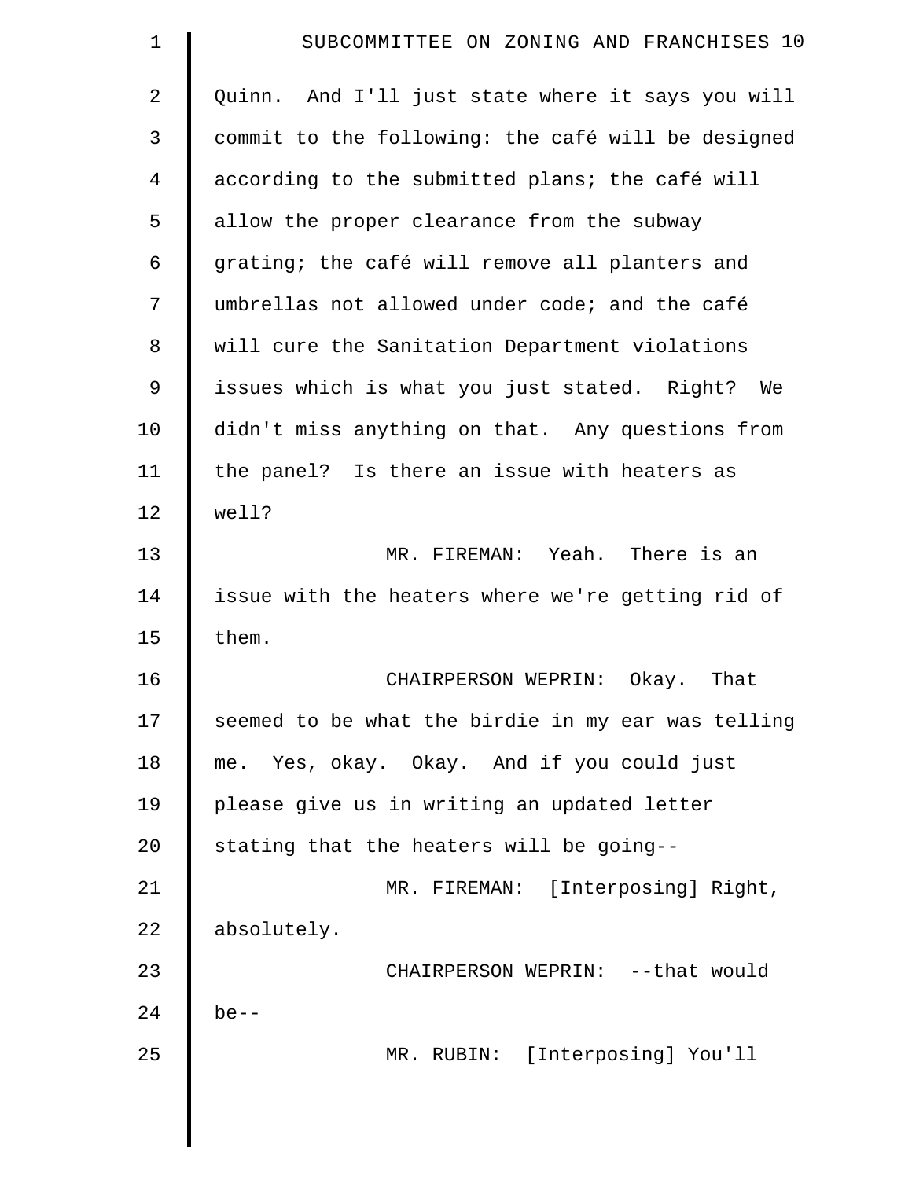Quinn. And I'll just state where it says you will commit to the following: the café will be designed according to the submitted plans; the café will allow the proper clearance from the subway grating; the café will remove all planters and umbrellas not allowed under code; and the café will cure the Sanitation Department violations issues which is what you just stated. Right? We didn't miss anything on that. Any questions from the panel? Is there an issue with heaters as well?

MR. FIREMAN: Yeah. There is an issue with the heaters where we're getting rid of them.

CHAIRPERSON WEPRIN: Okay. That seemed to be what the birdie in my ear was telling me. Yes, okay. Okay. And if you could just please give us in writing an updated letter stating that the heaters will be going--

MR. FIREMAN: [Interposing] Right, absolutely.

CHAIRPERSON WEPRIN: --that would be--

MR. RUBIN: [Interposing] You'll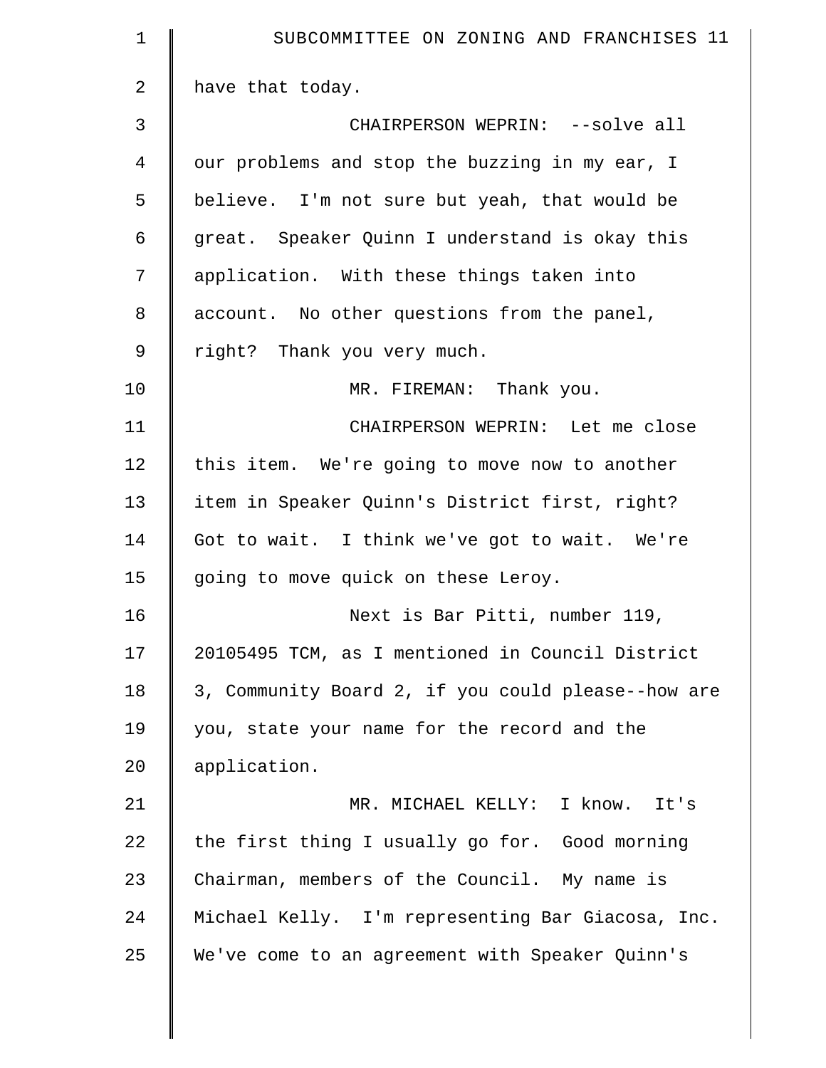have that today.

CHAIRPERSON WEPRIN: --solve all our problems and stop the buzzing in my ear, I believe. I'm not sure but yeah, that would be great. Speaker Quinn I understand is okay this application. With these things taken into account. No other questions from the panel, right? Thank you very much.

MR. FIREMAN: Thank you.

CHAIRPERSON WEPRIN: Let me close this item. We're going to move now to another item in Speaker Quinn's District first, right? Got to wait. I think we've got to wait. We're going to move quick on these Leroy.

Next is Bar Pitti, number 119, 20105495 TCM, as I mentioned in Council District 3, Community Board 2, if you could please--how are you, state your name for the record and the application.

MR. MICHAEL KELLY: I know. It's the first thing I usually go for. Good morning Chairman, members of the Council. My name is Michael Kelly. I'm representing Bar Giacosa, Inc. We've come to an agreement with Speaker Quinn's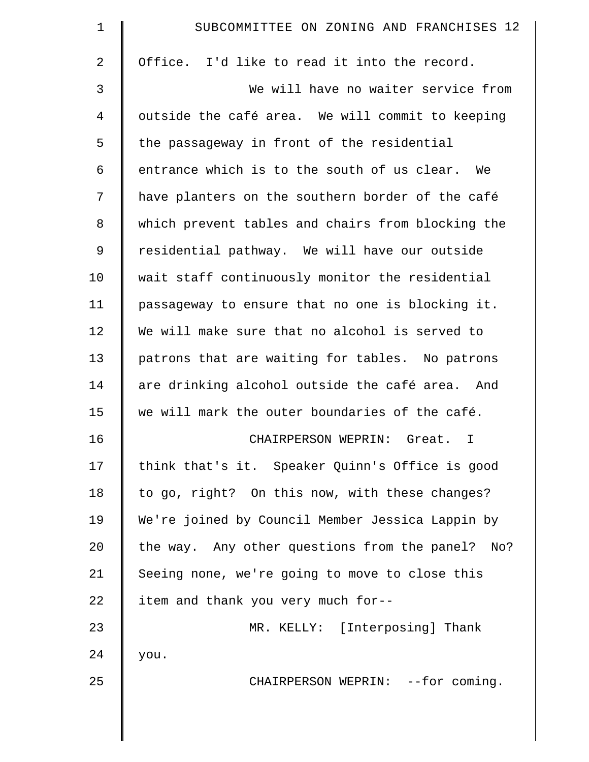Office. I'd like to read it into the record.

We will have no waiter service from outside the café area. We will commit to keeping the passageway in front of the residential entrance which is to the south of us clear. We have planters on the southern border of the café which prevent tables and chairs from blocking the residential pathway. We will have our outside wait staff continuously monitor the residential passageway to ensure that no one is blocking it. We will make sure that no alcohol is served to patrons that are waiting for tables. No patrons are drinking alcohol outside the café area. And we will mark the outer boundaries of the café.

CHAIRPERSON WEPRIN: Great. I think that's it. Speaker Quinn's Office is good to go, right? On this now, with these changes? We're joined by Council Member Jessica Lappin by the way. Any other questions from the panel? No? Seeing none, we're going to move to close this item and thank you very much for--

MR. KELLY: [Interposing] Thank you.

CHAIRPERSON WEPRIN: --for coming.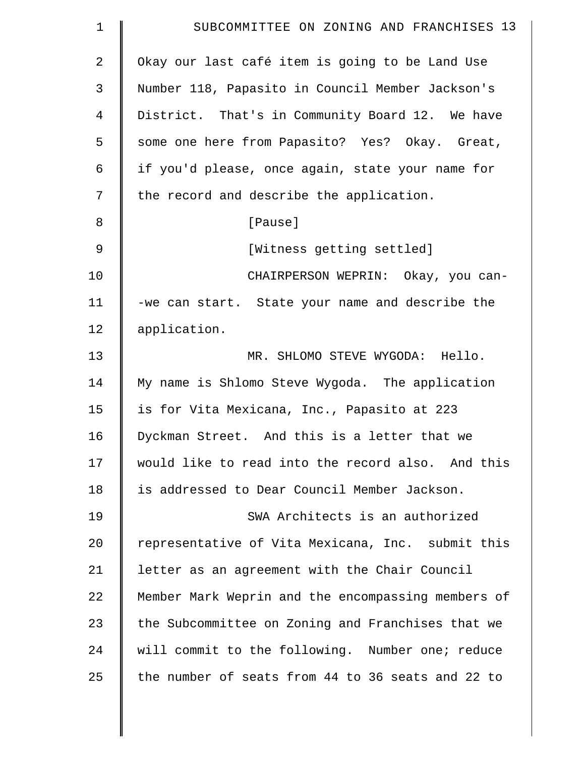Okay our last café item is going to be Land Use Number 118, Papasito in Council Member Jackson's District. That's in Community Board 12. We have some one here from Papasito? Yes? Okay. Great, if you'd please, once again, state your name for the record and describe the application.

[Pause]

[Witness getting settled]

CHAIRPERSON WEPRIN: Okay, you can--we can start. State your name and describe the application.

MR. SHLOMO STEVE WYGODA: Hello. My name is Shlomo Steve Wygoda. The application is for Vita Mexicana, Inc., Papasito at 223 Dyckman Street. And this is a letter that we would like to read into the record also. And this is addressed to Dear Council Member Jackson.

SWA Architects is an authorized representative of Vita Mexicana, Inc. submit this letter as an agreement with the Chair Council Member Mark Weprin and the encompassing members of the Subcommittee on Zoning and Franchises that we will commit to the following. Number one; reduce the number of seats from 44 to 36 seats and 22 to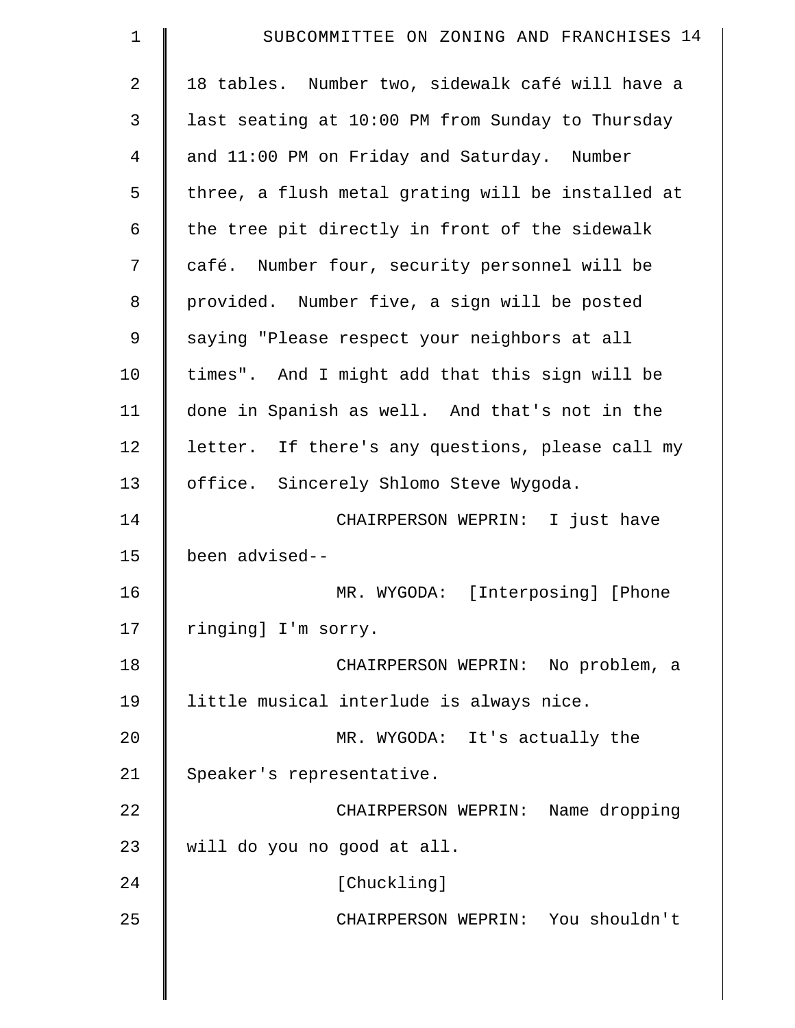18 tables. Number two, sidewalk café will have a last seating at 10:00 PM from Sunday to Thursday and 11:00 PM on Friday and Saturday. Number three, a flush metal grating will be installed at the tree pit directly in front of the sidewalk café. Number four, security personnel will be provided. Number five, a sign will be posted saying "Please respect your neighbors at all times". And I might add that this sign will be done in Spanish as well. And that's not in the letter. If there's any questions, please call my office. Sincerely Shlomo Steve Wygoda.

CHAIRPERSON WEPRIN: I just have been advised--

MR. WYGODA: [Interposing] [Phone ringing] I'm sorry.

CHAIRPERSON WEPRIN: No problem, a little musical interlude is always nice.

MR. WYGODA: It's actually the Speaker's representative.

CHAIRPERSON WEPRIN: Name dropping will do you no good at all.

[Chuckling]

CHAIRPERSON WEPRIN: You shouldn't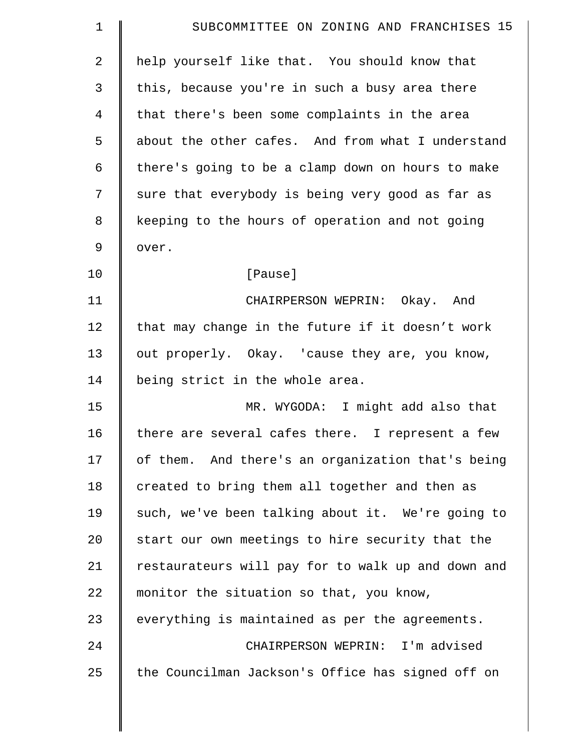help yourself like that. You should know that this, because you're in such a busy area there that there's been some complaints in the area about the other cafes. And from what I understand there's going to be a clamp down on hours to make sure that everybody is being very good as far as keeping to the hours of operation and not going over.

[Pause]

CHAIRPERSON WEPRIN: Okay. And that may change in the future if it doesn't work out properly. Okay. 'cause they are, you know, being strict in the whole area.

MR. WYGODA: I might add also that there are several cafes there. I represent a few of them. And there's an organization that's being created to bring them all together and then as such, we've been talking about it. We're going to start our own meetings to hire security that the restaurateurs will pay for to walk up and down and monitor the situation so that, you know, everything is maintained as per the agreements.

CHAIRPERSON WEPRIN: I'm advised the Councilman Jackson's Office has signed off on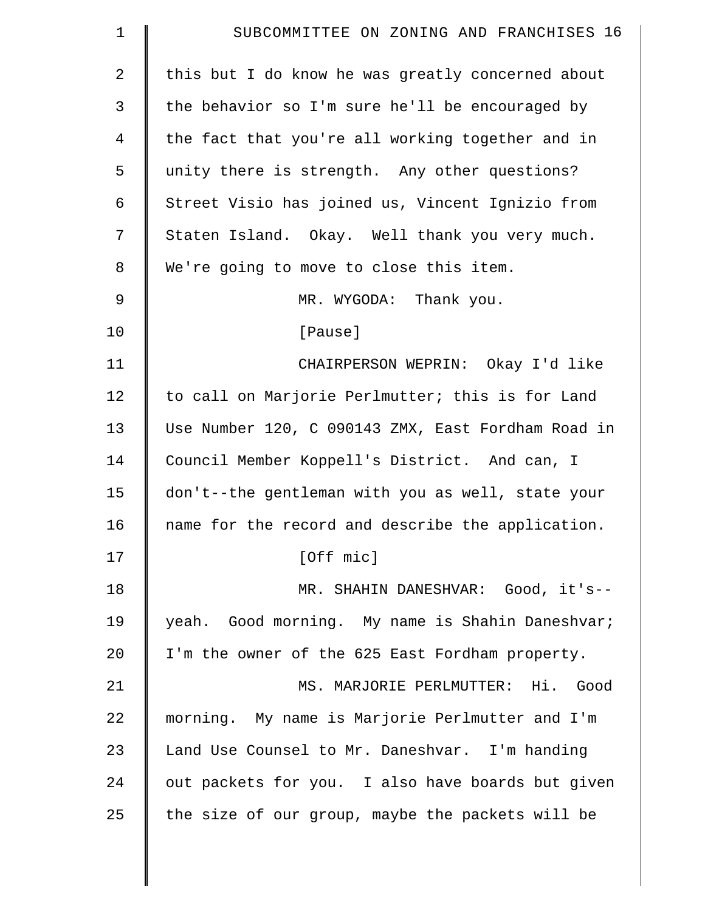this but I do know he was greatly concerned about the behavior so I'm sure he'll be encouraged by the fact that you're all working together and in unity there is strength. Any other questions? Street Visio has joined us, Vincent Ignizio from Staten Island. Okay. Well thank you very much. We're going to move to close this item.

MR. WYGODA: Thank you.

[Pause]

CHAIRPERSON WEPRIN: Okay I'd like to call on Marjorie Perlmutter; this is for Land Use Number 120, C 090143 ZMX, East Fordham Road in Council Member Koppell's District. And can, I don't--the gentleman with you as well, state your name for the record and describe the application.

[Off mic]

MR. SHAHIN DANESHVAR: Good, it's--yeah. Good morning. My name is Shahin Daneshvar; I'm the owner of the 625 East Fordham property.

MS. MARJORIE PERLMUTTER: Hi. Good morning. My name is Marjorie Perlmutter and I'm Land Use Counsel to Mr. Daneshvar. I'm handing out packets for you. I also have boards but given the size of our group, maybe the packets will be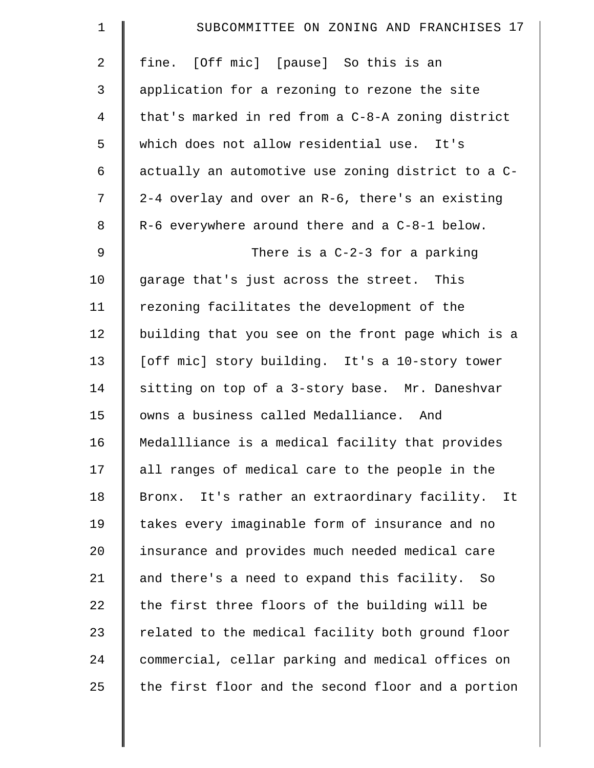fine. [Off mic] [pause] So this is an application for a rezoning to rezone the site that's marked in red from a C-8-A zoning district which does not allow residential use. It's actually an automotive use zoning district to a C-2-4 overlay and over an R-6, there's an existing R-6 everywhere around there and a C-8-1 below.

There is a C-2-3 for a parking garage that's just across the street. This rezoning facilitates the development of the building that you see on the front page which is a [off mic] story building. It's a 10-story tower sitting on top of a 3-story base. Mr. Daneshvar owns a business called Medalliance. And Medallliance is a medical facility that provides all ranges of medical care to the people in the Bronx. It's rather an extraordinary facility. It takes every imaginable form of insurance and no insurance and provides much needed medical care and there's a need to expand this facility. So the first three floors of the building will be related to the medical facility both ground floor commercial, cellar parking and medical offices on the first floor and the second floor and a portion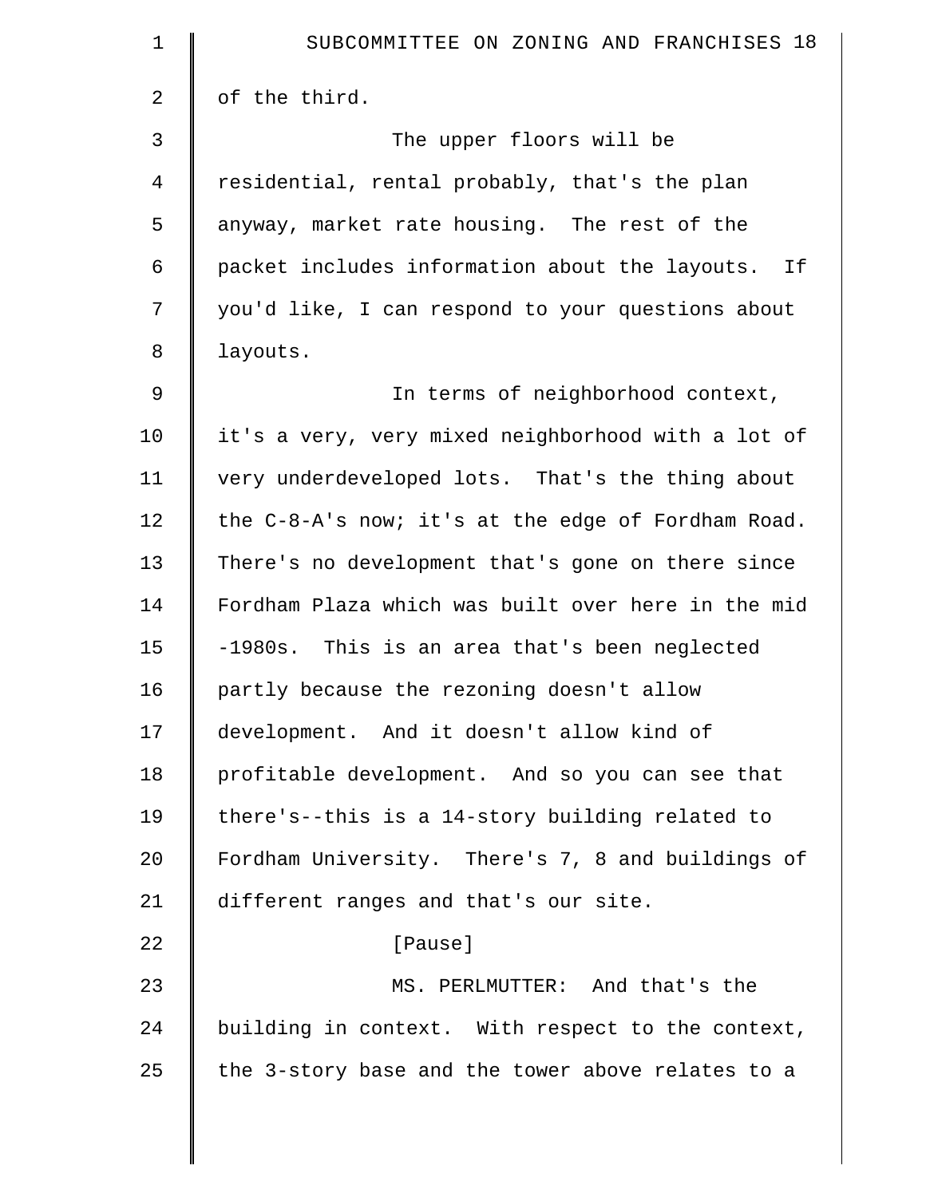of the third.

The upper floors will be residential, rental probably, that's the plan anyway, market rate housing. The rest of the packet includes information about the layouts. If you'd like, I can respond to your questions about layouts.

In terms of neighborhood context, it's a very, very mixed neighborhood with a lot of very underdeveloped lots. That's the thing about the C-8-A's now; it's at the edge of Fordham Road. There's no development that's gone on there since Fordham Plaza which was built over here in the mid -1980s. This is an area that's been neglected partly because the rezoning doesn't allow development. And it doesn't allow kind of profitable development. And so you can see that there's--this is a 14-story building related to Fordham University. There's 7, 8 and buildings of different ranges and that's our site.

[Pause]

MS. PERLMUTTER: And that's the building in context. With respect to the context, the 3-story base and the tower above relates to a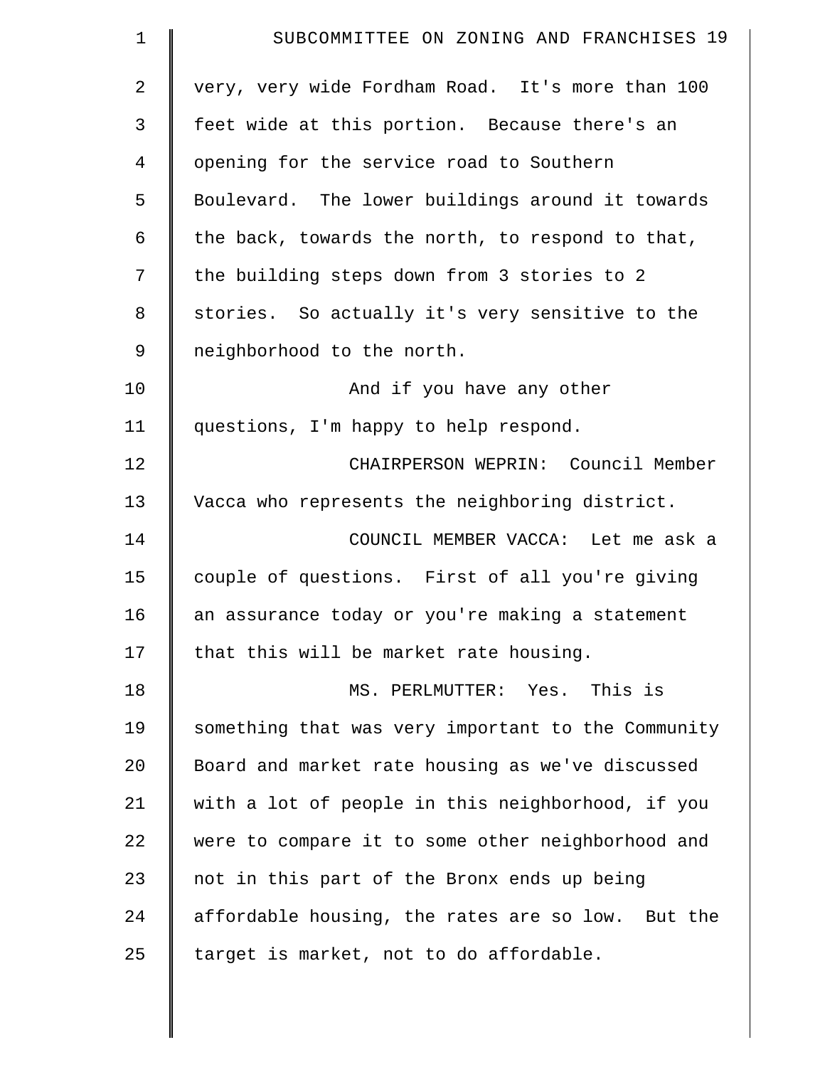very, very wide Fordham Road. It's more than 100 feet wide at this portion. Because there's an opening for the service road to Southern Boulevard. The lower buildings around it towards the back, towards the north, to respond to that, the building steps down from 3 stories to 2 stories. So actually it's very sensitive to the neighborhood to the north.

And if you have any other questions, I'm happy to help respond.

CHAIRPERSON WEPRIN: Council Member Vacca who represents the neighboring district.

COUNCIL MEMBER VACCA: Let me ask a couple of questions. First of all you're giving an assurance today or you're making a statement that this will be market rate housing.

MS. PERLMUTTER: Yes. This is something that was very important to the Community Board and market rate housing as we've discussed with a lot of people in this neighborhood, if you were to compare it to some other neighborhood and not in this part of the Bronx ends up being affordable housing, the rates are so low. But the target is market, not to do affordable.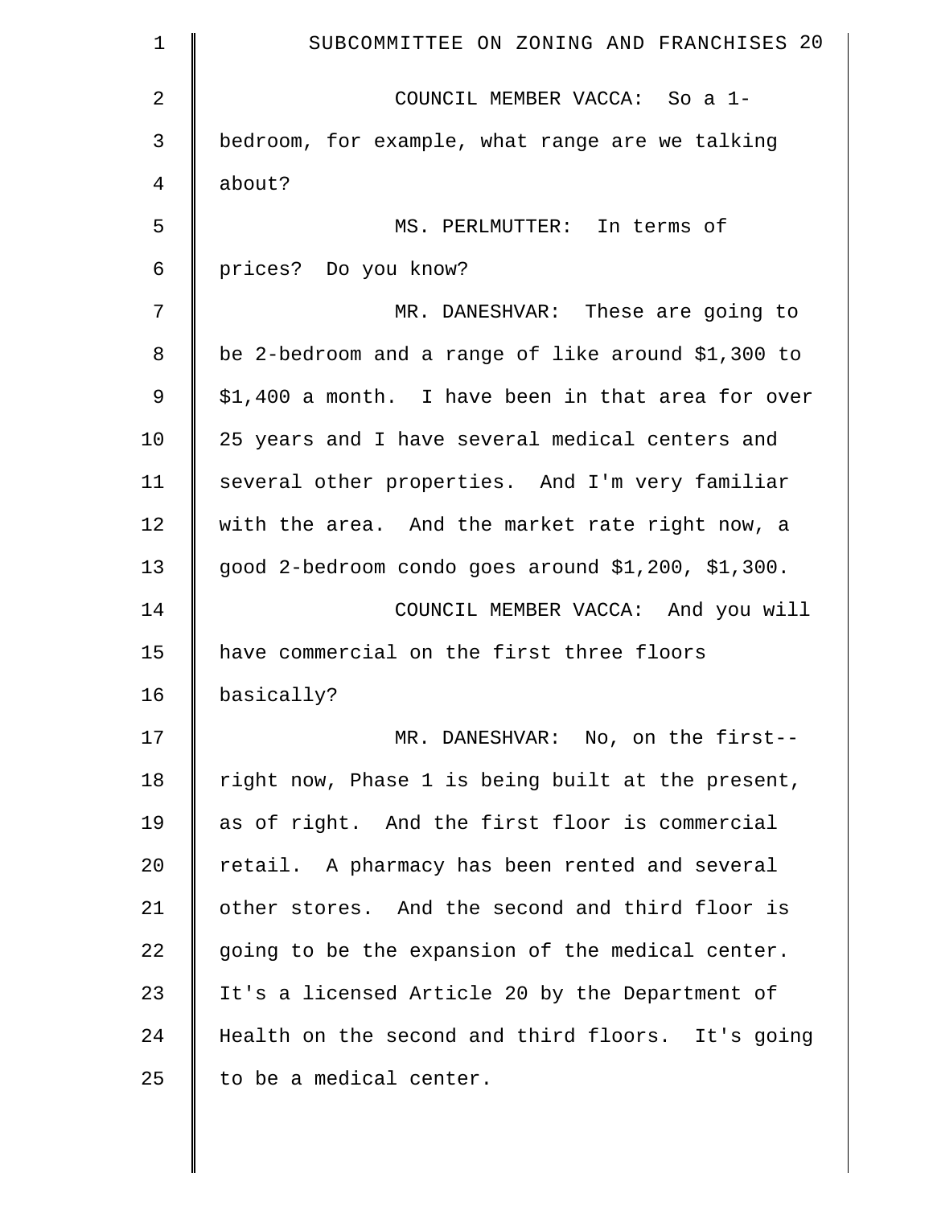COUNCIL MEMBER VACCA: So a 1-bedroom, for example, what range are we talking about?

MS. PERLMUTTER: In terms of prices? Do you know?

MR. DANESHVAR: These are going to be 2-bedroom and a range of like around $1,300 to $1,400 a month. I have been in that area for over 25 years and I have several medical centers and several other properties. And I'm very familiar with the area. And the market rate right now, a good 2-bedroom condo goes around $1,200, $1,300.

COUNCIL MEMBER VACCA: And you will have commercial on the first three floors basically?

MR. DANESHVAR: No, on the first-- right now, Phase 1 is being built at the present, as of right. And the first floor is commercial retail. A pharmacy has been rented and several other stores. And the second and third floor is going to be the expansion of the medical center. It's a licensed Article 20 by the Department of Health on the second and third floors. It's going to be a medical center.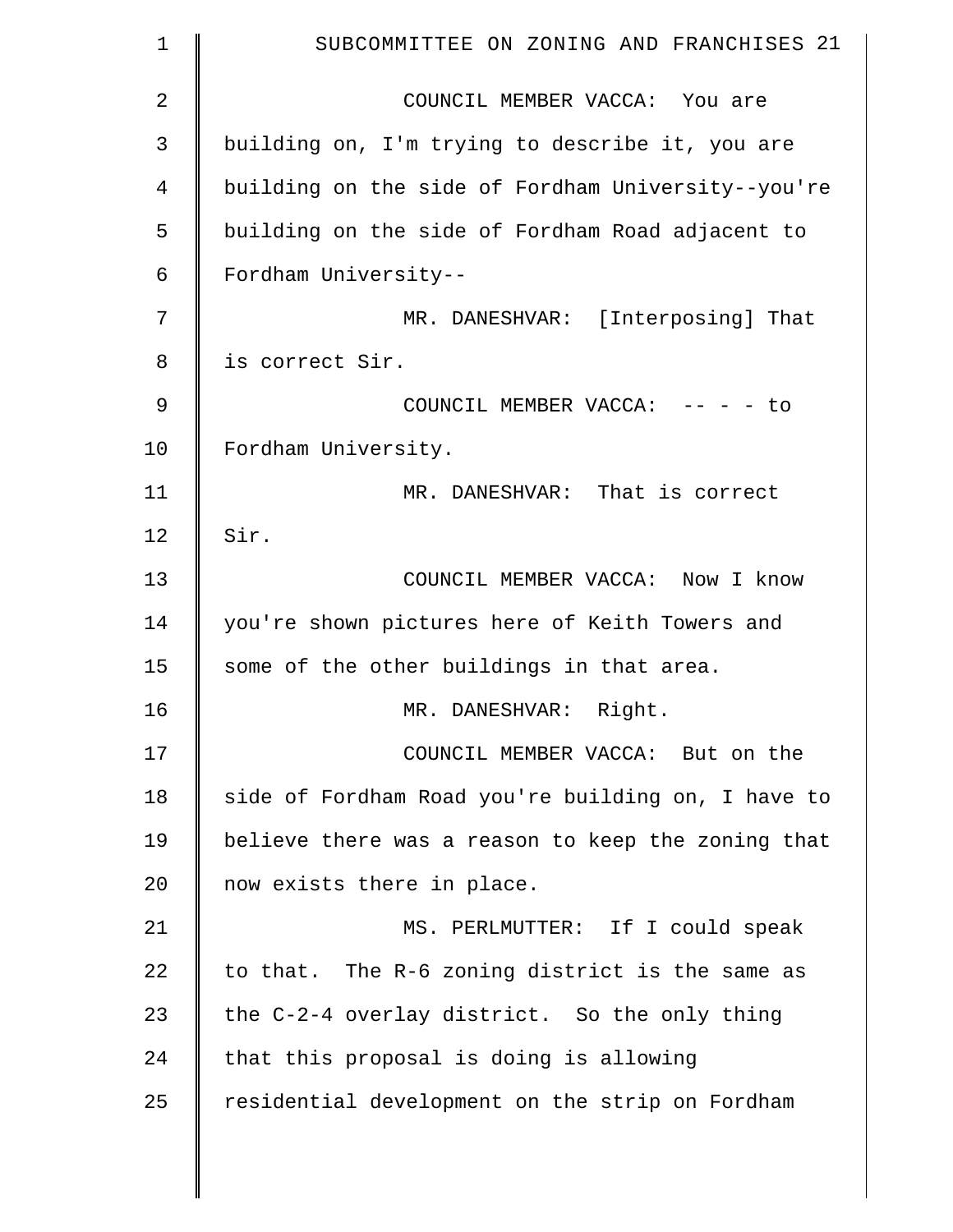COUNCIL MEMBER VACCA: You are building on, I'm trying to describe it, you are building on the side of Fordham University--you're building on the side of Fordham Road adjacent to Fordham University--

MR. DANESHVAR: [Interposing] That is correct Sir.

COUNCIL MEMBER VACCA: -- - - to Fordham University.

MR. DANESHVAR: That is correct Sir.

COUNCIL MEMBER VACCA: Now I know you're shown pictures here of Keith Towers and some of the other buildings in that area.

MR. DANESHVAR: Right.

COUNCIL MEMBER VACCA: But on the side of Fordham Road you're building on, I have to believe there was a reason to keep the zoning that now exists there in place.

MS. PERLMUTTER: If I could speak to that. The R-6 zoning district is the same as the C-2-4 overlay district. So the only thing that this proposal is doing is allowing residential development on the strip on Fordham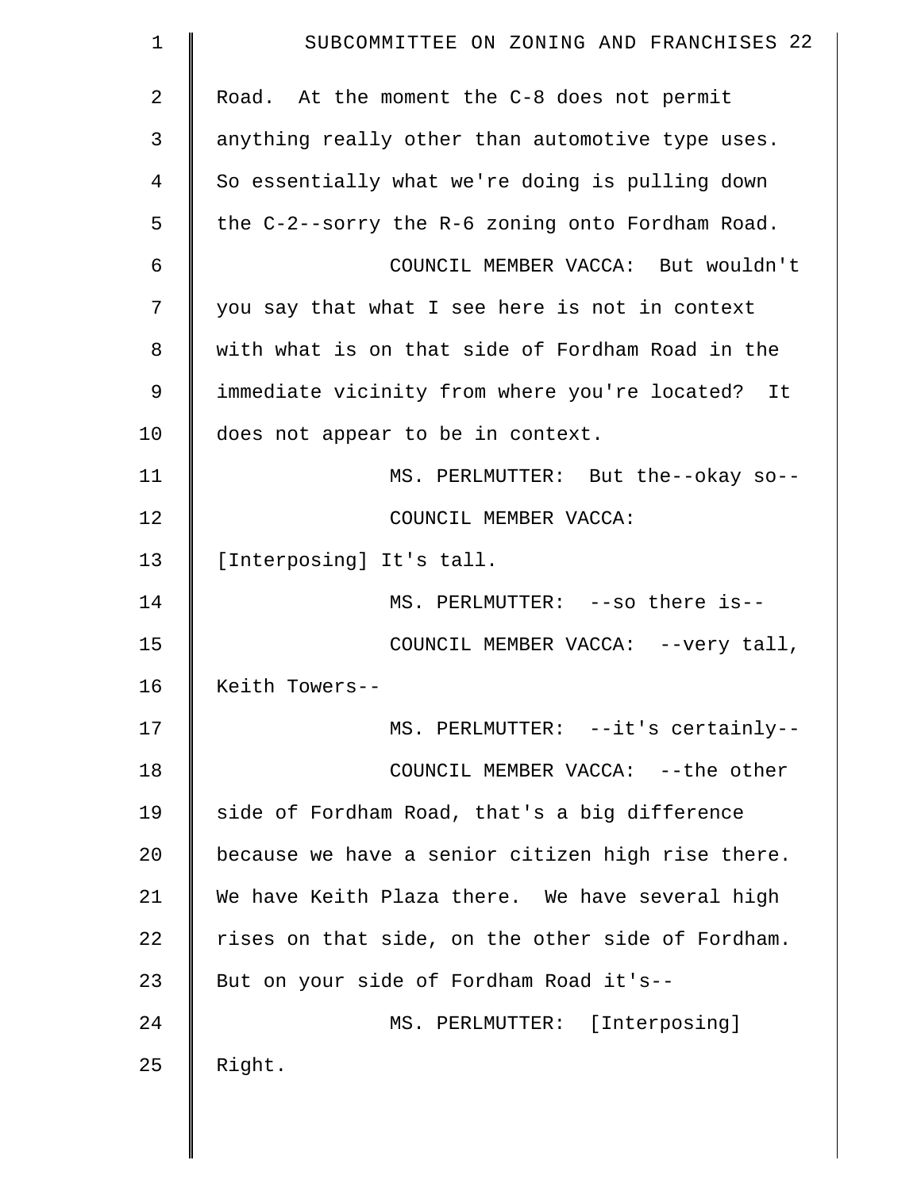Road. At the moment the C-8 does not permit anything really other than automotive type uses. So essentially what we're doing is pulling down the C-2--sorry the R-6 zoning onto Fordham Road.

COUNCIL MEMBER VACCA: But wouldn't you say that what I see here is not in context with what is on that side of Fordham Road in the immediate vicinity from where you're located? It does not appear to be in context.

MS. PERLMUTTER: But the--okay so--

COUNCIL MEMBER VACCA: [Interposing] It's tall.

MS. PERLMUTTER: --so there is--

COUNCIL MEMBER VACCA: --very tall, Keith Towers--

MS. PERLMUTTER: --it's certainly--

COUNCIL MEMBER VACCA: --the other side of Fordham Road, that's a big difference because we have a senior citizen high rise there. We have Keith Plaza there. We have several high rises on that side, on the other side of Fordham. But on your side of Fordham Road it's--

MS. PERLMUTTER: [Interposing] Right.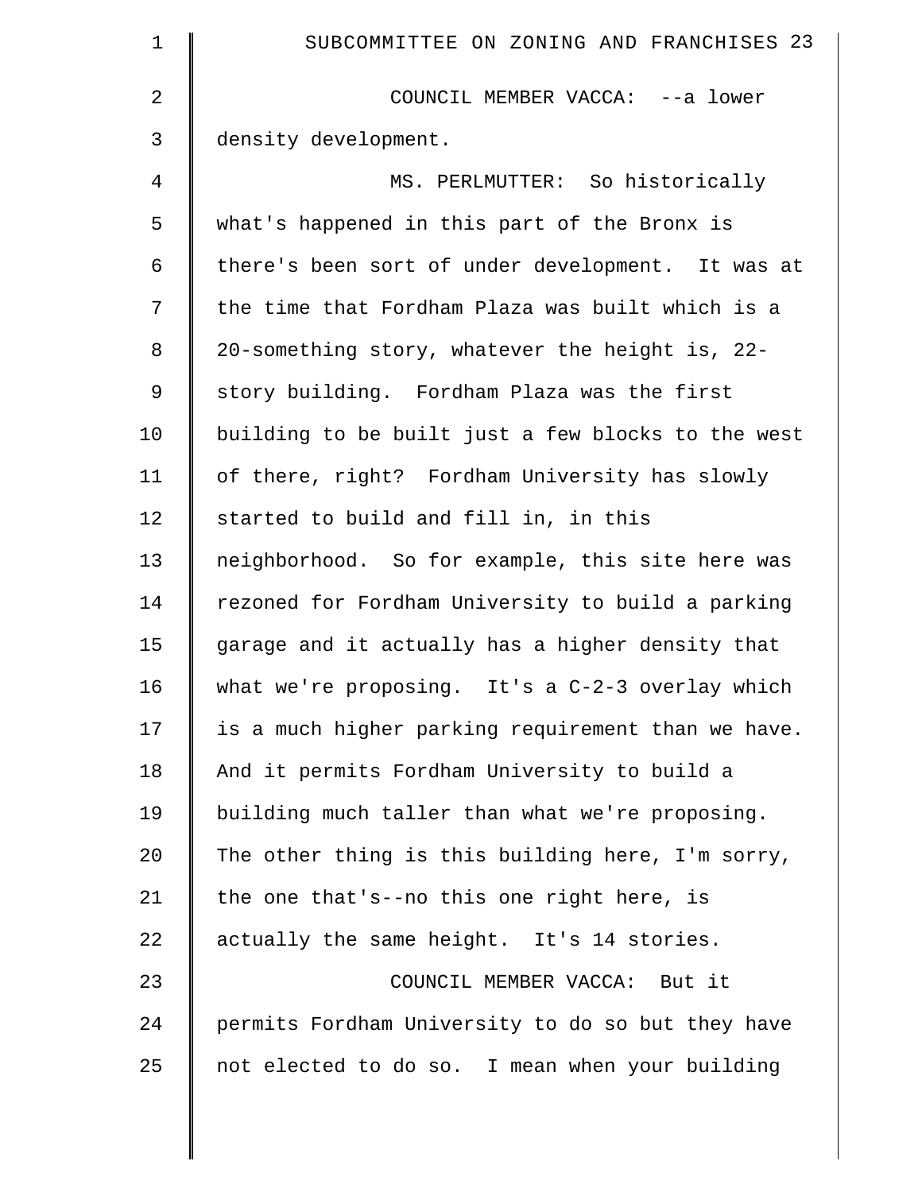COUNCIL MEMBER VACCA: --a lower density development.

MS. PERLMUTTER: So historically what's happened in this part of the Bronx is there's been sort of under development. It was at the time that Fordham Plaza was built which is a 20-something story, whatever the height is, 22-story building. Fordham Plaza was the first building to be built just a few blocks to the west of there, right? Fordham University has slowly started to build and fill in, in this neighborhood. So for example, this site here was rezoned for Fordham University to build a parking garage and it actually has a higher density that what we're proposing. It's a C-2-3 overlay which is a much higher parking requirement than we have. And it permits Fordham University to build a building much taller than what we're proposing. The other thing is this building here, I'm sorry, the one that's--no this one right here, is actually the same height. It's 14 stories.

COUNCIL MEMBER VACCA: But it permits Fordham University to do so but they have not elected to do so. I mean when your building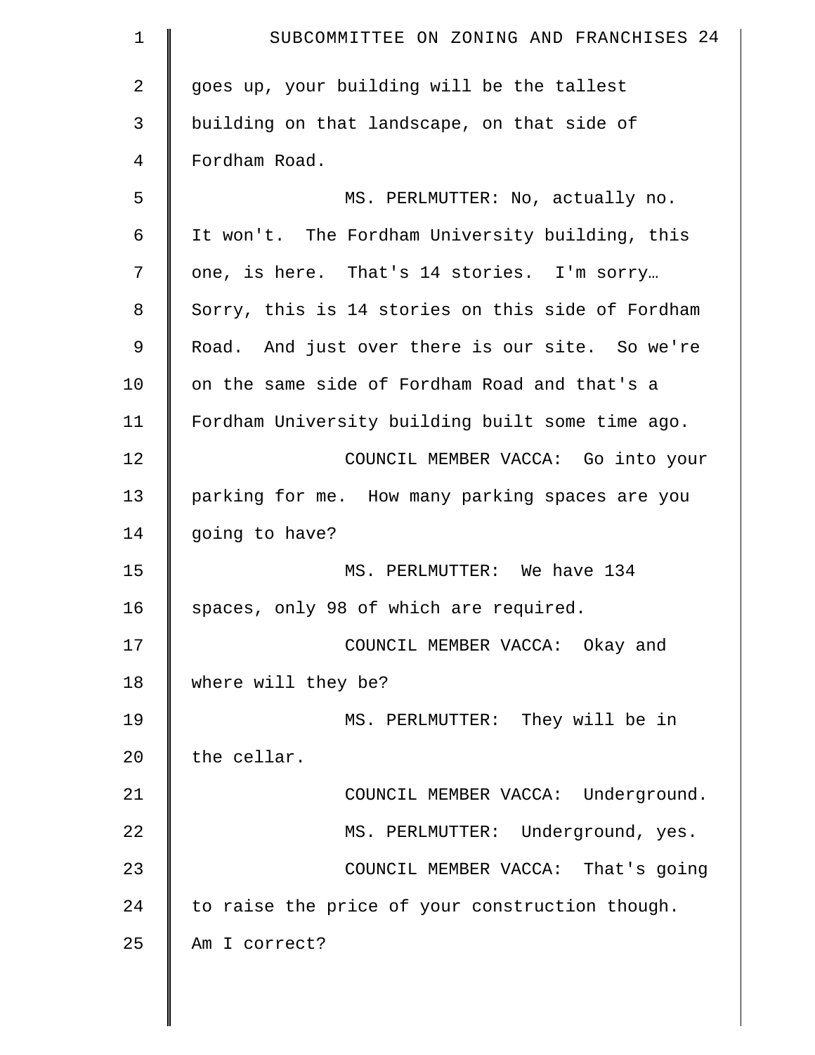goes up, your building will be the tallest building on that landscape, on that side of Fordham Road.

MS. PERLMUTTER: No, actually no. It won't. The Fordham University building, this one, is here. That's 14 stories. I'm sorry… Sorry, this is 14 stories on this side of Fordham Road. And just over there is our site. So we're on the same side of Fordham Road and that's a Fordham University building built some time ago.

COUNCIL MEMBER VACCA: Go into your parking for me. How many parking spaces are you going to have?

MS. PERLMUTTER: We have 134 spaces, only 98 of which are required.

COUNCIL MEMBER VACCA: Okay and where will they be?

MS. PERLMUTTER: They will be in the cellar.

COUNCIL MEMBER VACCA: Underground.

MS. PERLMUTTER: Underground, yes.

COUNCIL MEMBER VACCA: That's going to raise the price of your construction though. Am I correct?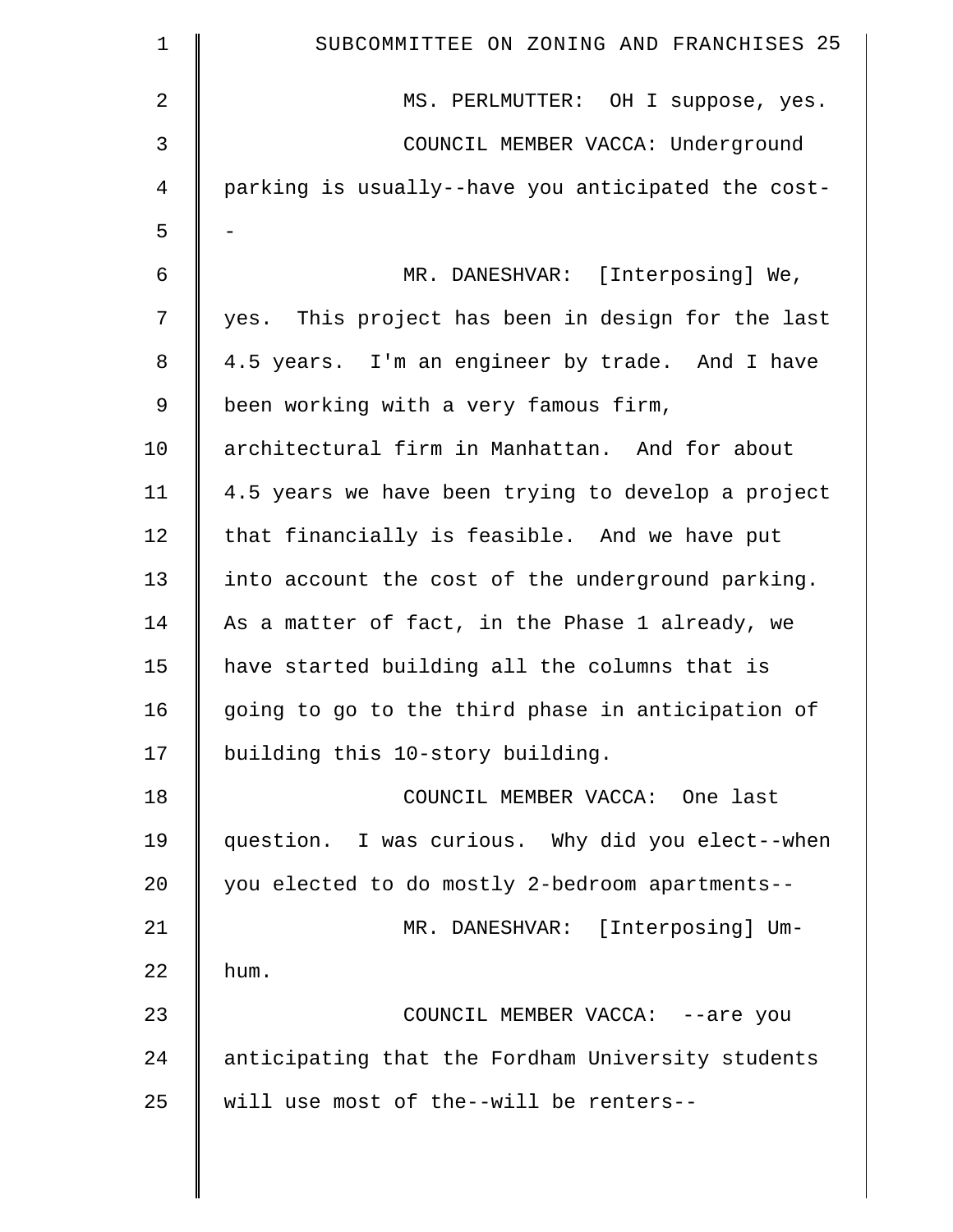MS. PERLMUTTER: OH I suppose, yes.

COUNCIL MEMBER VACCA: Underground parking is usually--have you anticipated the cost--

MR. DANESHVAR: [Interposing] We, yes. This project has been in design for the last 4.5 years. I'm an engineer by trade. And I have been working with a very famous firm, architectural firm in Manhattan. And for about 4.5 years we have been trying to develop a project that financially is feasible. And we have put into account the cost of the underground parking. As a matter of fact, in the Phase 1 already, we have started building all the columns that is going to go to the third phase in anticipation of building this 10-story building.

COUNCIL MEMBER VACCA: One last question. I was curious. Why did you elect--when you elected to do mostly 2-bedroom apartments--

MR. DANESHVAR: [Interposing] Um-hum.

COUNCIL MEMBER VACCA: --are you anticipating that the Fordham University students will use most of the--will be renters--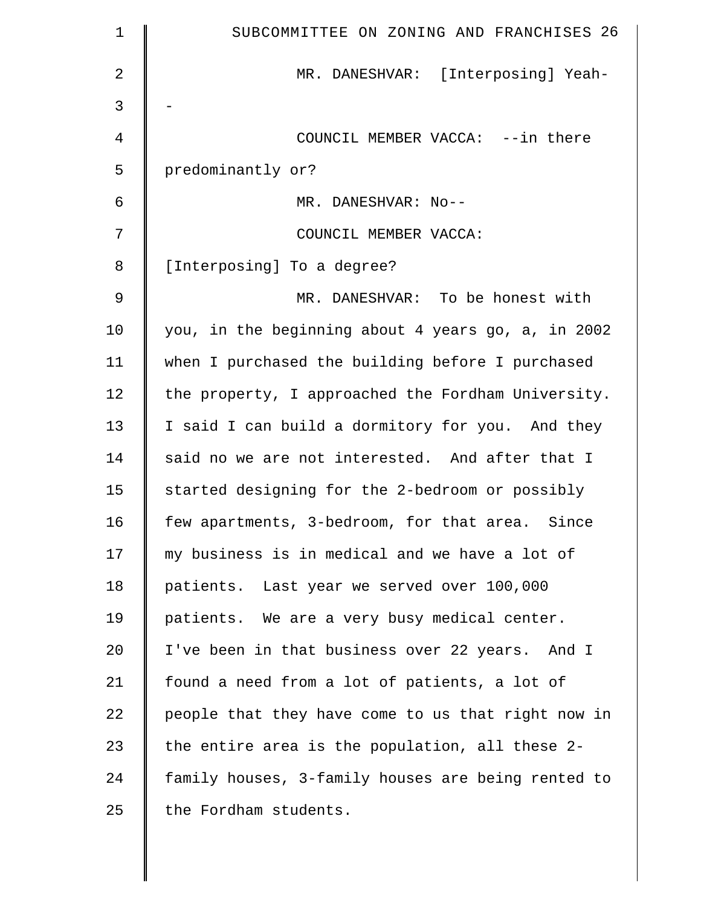MR. DANESHVAR: [Interposing] Yeah--

COUNCIL MEMBER VACCA: --in there predominantly or?

MR. DANESHVAR: No--

COUNCIL MEMBER VACCA: [Interposing] To a degree?

MR. DANESHVAR: To be honest with you, in the beginning about 4 years go, a, in 2002 when I purchased the building before I purchased the property, I approached the Fordham University. I said I can build a dormitory for you. And they said no we are not interested. And after that I started designing for the 2-bedroom or possibly few apartments, 3-bedroom, for that area. Since my business is in medical and we have a lot of patients. Last year we served over 100,000 patients. We are a very busy medical center. I've been in that business over 22 years. And I found a need from a lot of patients, a lot of people that they have come to us that right now in the entire area is the population, all these 2-family houses, 3-family houses are being rented to the Fordham students.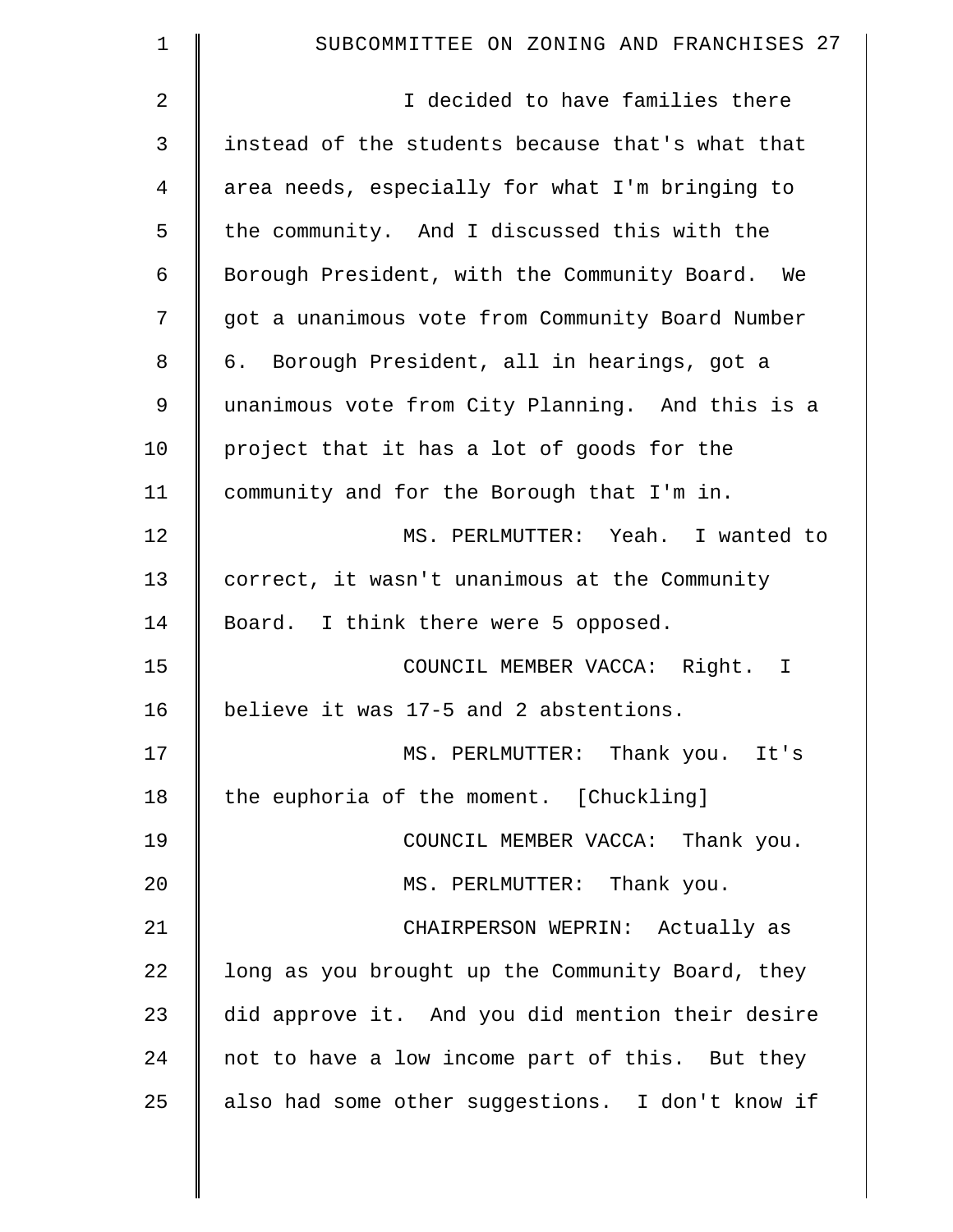I decided to have families there instead of the students because that's what that area needs, especially for what I'm bringing to the community. And I discussed this with the Borough President, with the Community Board. We got a unanimous vote from Community Board Number 6. Borough President, all in hearings, got a unanimous vote from City Planning. And this is a project that it has a lot of goods for the community and for the Borough that I'm in.

MS. PERLMUTTER: Yeah. I wanted to correct, it wasn't unanimous at the Community Board. I think there were 5 opposed.

COUNCIL MEMBER VACCA: Right. I believe it was 17-5 and 2 abstentions.

MS. PERLMUTTER: Thank you. It's the euphoria of the moment. [Chuckling]

COUNCIL MEMBER VACCA: Thank you.

MS. PERLMUTTER: Thank you.

CHAIRPERSON WEPRIN: Actually as long as you brought up the Community Board, they did approve it. And you did mention their desire not to have a low income part of this. But they also had some other suggestions. I don't know if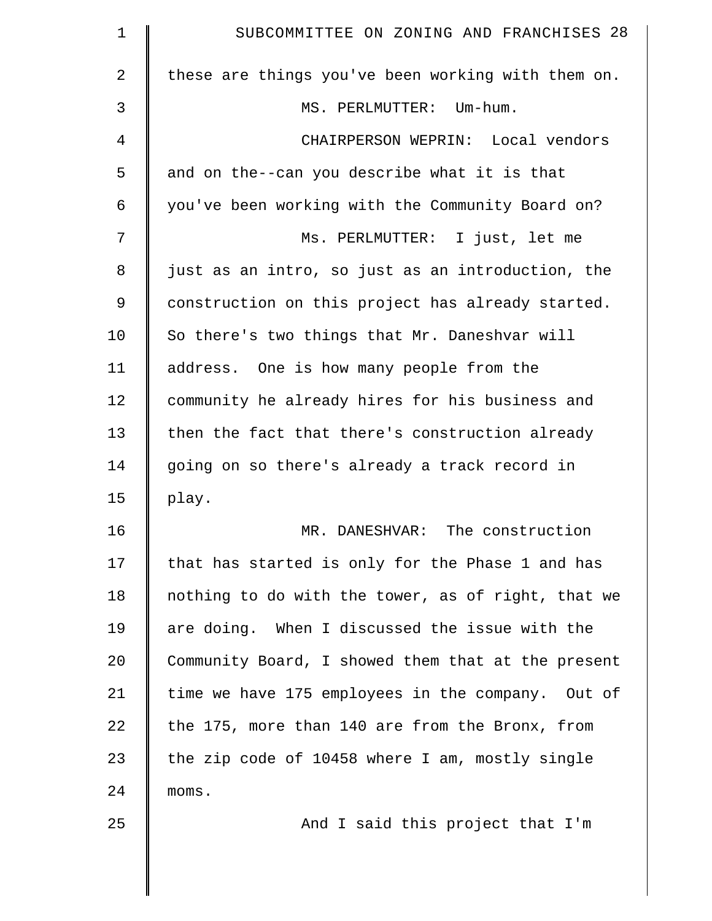these are things you've been working with them on.

MS. PERLMUTTER: Um-hum.

CHAIRPERSON WEPRIN: Local vendors and on the--can you describe what it is that you've been working with the Community Board on?

Ms. PERLMUTTER: I just, let me just as an intro, so just as an introduction, the construction on this project has already started. So there's two things that Mr. Daneshvar will address. One is how many people from the community he already hires for his business and then the fact that there's construction already going on so there's already a track record in play.

MR. DANESHVAR: The construction that has started is only for the Phase 1 and has nothing to do with the tower, as of right, that we are doing. When I discussed the issue with the Community Board, I showed them that at the present time we have 175 employees in the company. Out of the 175, more than 140 are from the Bronx, from the zip code of 10458 where I am, mostly single moms.

And I said this project that I'm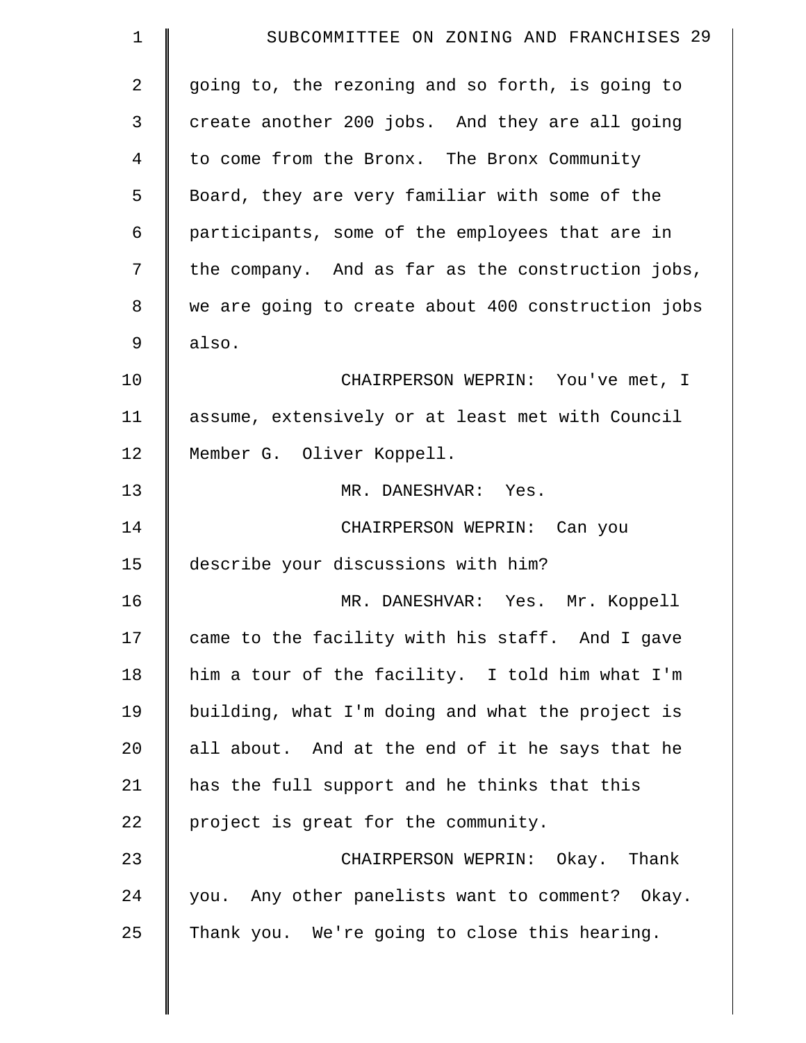going to, the rezoning and so forth, is going to create another 200 jobs. And they are all going to come from the Bronx. The Bronx Community Board, they are very familiar with some of the participants, some of the employees that are in the company. And as far as the construction jobs, we are going to create about 400 construction jobs also.

CHAIRPERSON WEPRIN: You've met, I assume, extensively or at least met with Council Member G. Oliver Koppell.

MR. DANESHVAR: Yes.

CHAIRPERSON WEPRIN: Can you describe your discussions with him?

MR. DANESHVAR: Yes. Mr. Koppell came to the facility with his staff. And I gave him a tour of the facility. I told him what I'm building, what I'm doing and what the project is all about. And at the end of it he says that he has the full support and he thinks that this project is great for the community.

CHAIRPERSON WEPRIN: Okay. Thank you. Any other panelists want to comment? Okay. Thank you. We're going to close this hearing.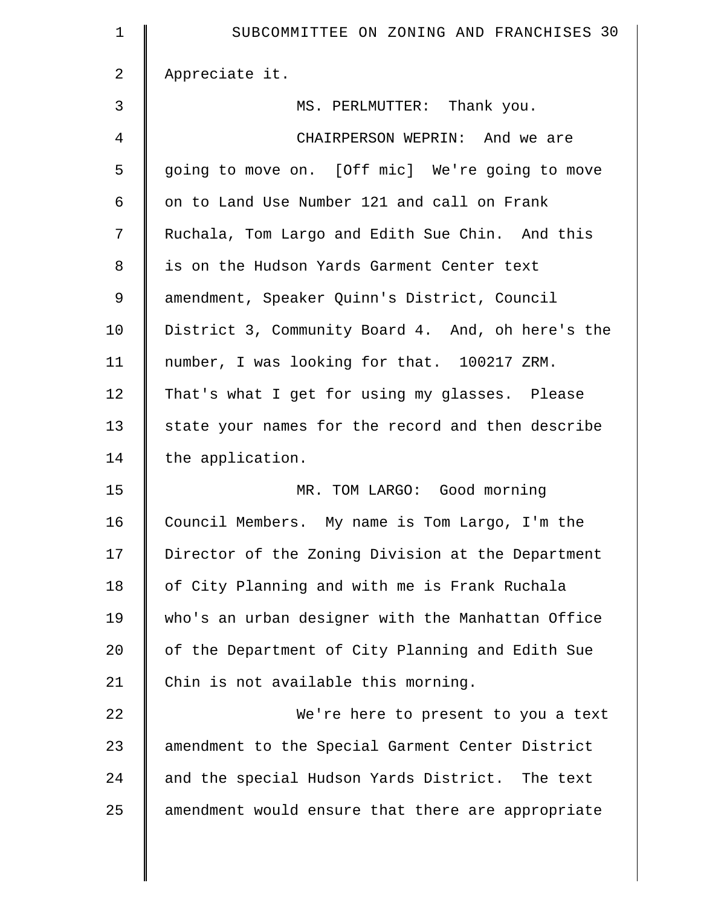Appreciate it.

MS. PERLMUTTER: Thank you.

CHAIRPERSON WEPRIN: And we are going to move on. [Off mic] We're going to move on to Land Use Number 121 and call on Frank Ruchala, Tom Largo and Edith Sue Chin. And this is on the Hudson Yards Garment Center text amendment, Speaker Quinn's District, Council District 3, Community Board 4. And, oh here's the number, I was looking for that. 100217 ZRM. That's what I get for using my glasses. Please state your names for the record and then describe the application.

MR. TOM LARGO: Good morning Council Members. My name is Tom Largo, I'm the Director of the Zoning Division at the Department of City Planning and with me is Frank Ruchala who's an urban designer with the Manhattan Office of the Department of City Planning and Edith Sue Chin is not available this morning.

We're here to present to you a text amendment to the Special Garment Center District and the special Hudson Yards District. The text amendment would ensure that there are appropriate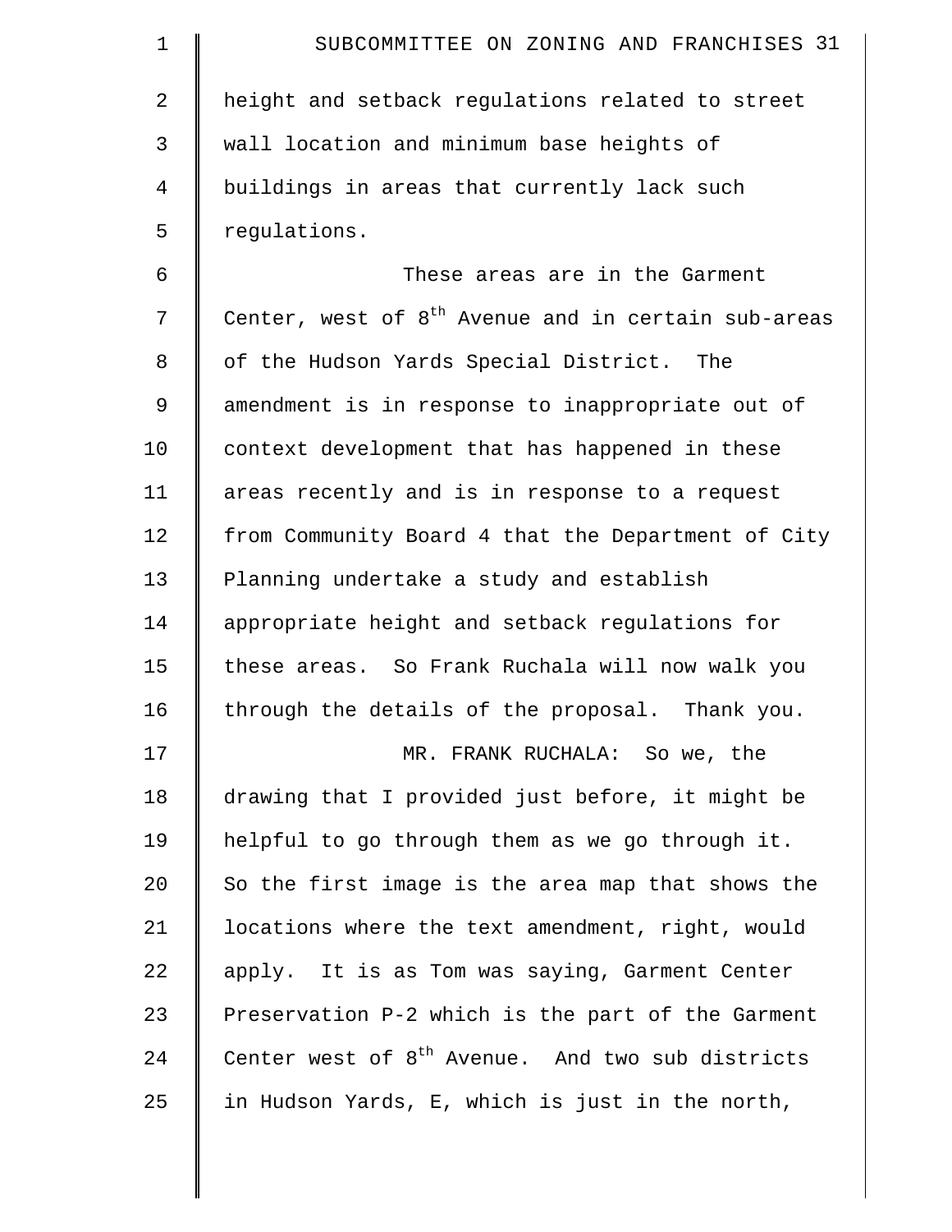height and setback regulations related to street wall location and minimum base heights of buildings in areas that currently lack such regulations.

These areas are in the Garment Center, west of 8th Avenue and in certain sub-areas of the Hudson Yards Special District. The amendment is in response to inappropriate out of context development that has happened in these areas recently and is in response to a request from Community Board 4 that the Department of City Planning undertake a study and establish appropriate height and setback regulations for these areas. So Frank Ruchala will now walk you through the details of the proposal. Thank you.

MR. FRANK RUCHALA: So we, the drawing that I provided just before, it might be helpful to go through them as we go through it. So the first image is the area map that shows the locations where the text amendment, right, would apply. It is as Tom was saying, Garment Center Preservation P-2 which is the part of the Garment Center west of 8th Avenue. And two sub districts in Hudson Yards, E, which is just in the north,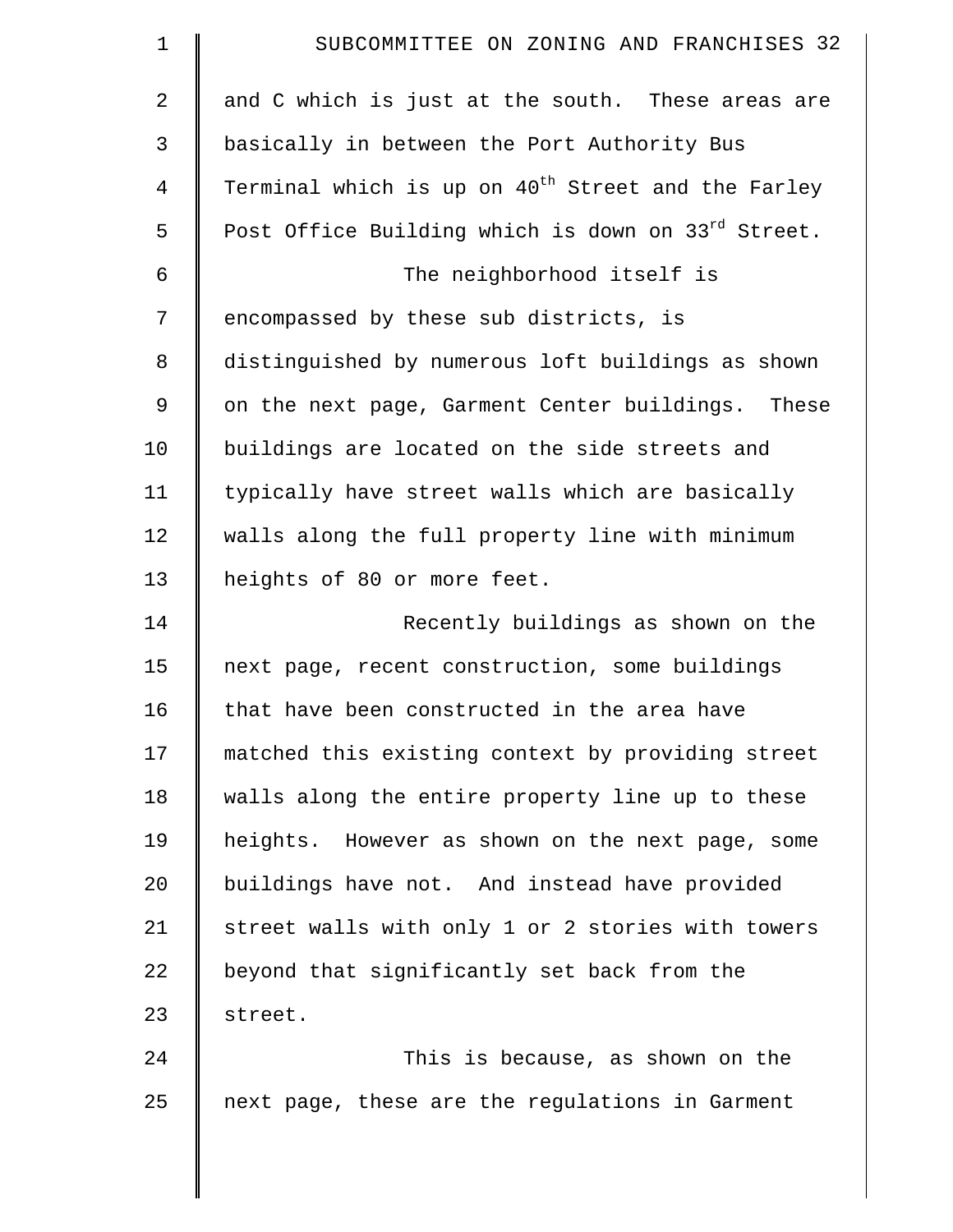and C which is just at the south. These areas are basically in between the Port Authority Bus Terminal which is up on 40th Street and the Farley Post Office Building which is down on 33rd Street.

The neighborhood itself is encompassed by these sub districts, is distinguished by numerous loft buildings as shown on the next page, Garment Center buildings. These buildings are located on the side streets and typically have street walls which are basically walls along the full property line with minimum heights of 80 or more feet.

Recently buildings as shown on the next page, recent construction, some buildings that have been constructed in the area have matched this existing context by providing street walls along the entire property line up to these heights. However as shown on the next page, some buildings have not. And instead have provided street walls with only 1 or 2 stories with towers beyond that significantly set back from the street.

This is because, as shown on the next page, these are the regulations in Garment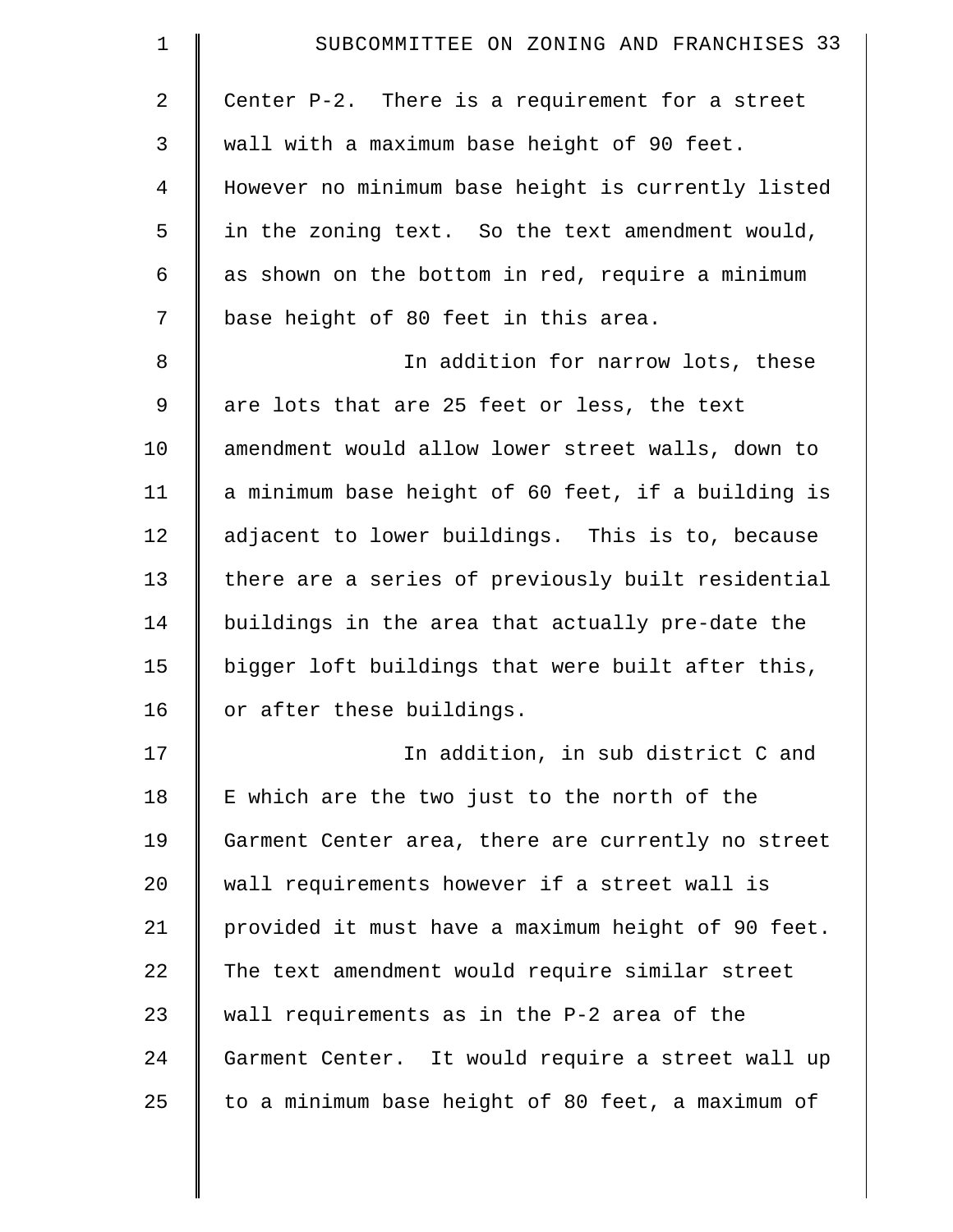Center P-2. There is a requirement for a street wall with a maximum base height of 90 feet. However no minimum base height is currently listed in the zoning text. So the text amendment would, as shown on the bottom in red, require a minimum base height of 80 feet in this area.

In addition for narrow lots, these are lots that are 25 feet or less, the text amendment would allow lower street walls, down to a minimum base height of 60 feet, if a building is adjacent to lower buildings. This is to, because there are a series of previously built residential buildings in the area that actually pre-date the bigger loft buildings that were built after this, or after these buildings.

In addition, in sub district C and E which are the two just to the north of the Garment Center area, there are currently no street wall requirements however if a street wall is provided it must have a maximum height of 90 feet. The text amendment would require similar street wall requirements as in the P-2 area of the Garment Center. It would require a street wall up to a minimum base height of 80 feet, a maximum of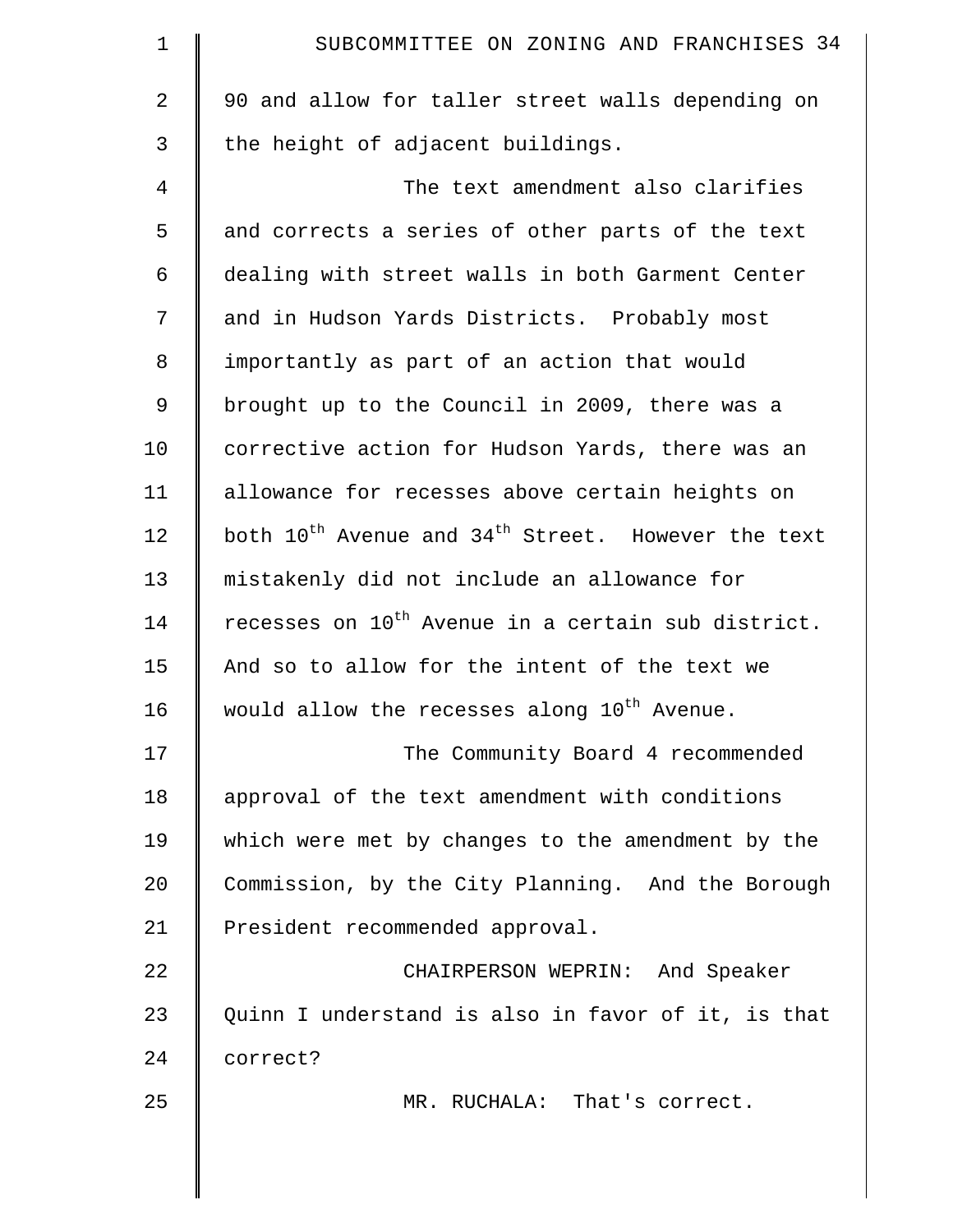90 and allow for taller street walls depending on the height of adjacent buildings.

The text amendment also clarifies and corrects a series of other parts of the text dealing with street walls in both Garment Center and in Hudson Yards Districts. Probably most importantly as part of an action that would brought up to the Council in 2009, there was a corrective action for Hudson Yards, there was an allowance for recesses above certain heights on both 10th Avenue and 34th Street. However the text mistakenly did not include an allowance for recesses on 10th Avenue in a certain sub district. And so to allow for the intent of the text we would allow the recesses along 10th Avenue.

The Community Board 4 recommended approval of the text amendment with conditions which were met by changes to the amendment by the Commission, by the City Planning. And the Borough President recommended approval.

CHAIRPERSON WEPRIN: And Speaker Quinn I understand is also in favor of it, is that correct?

MR. RUCHALA: That's correct.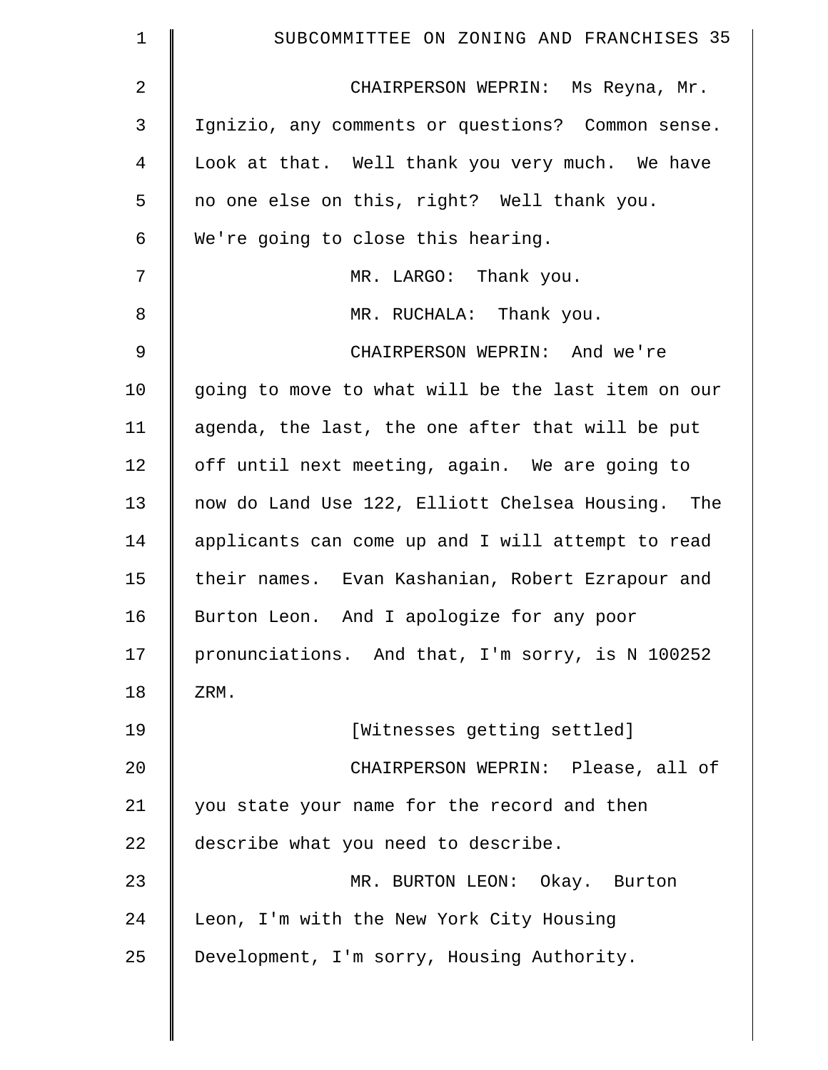CHAIRPERSON WEPRIN: Ms Reyna, Mr. Ignizio, any comments or questions? Common sense. Look at that. Well thank you very much. We have no one else on this, right? Well thank you. We're going to close this hearing.

MR. LARGO: Thank you.

MR. RUCHALA: Thank you.

CHAIRPERSON WEPRIN: And we're going to move to what will be the last item on our agenda, the last, the one after that will be put off until next meeting, again. We are going to now do Land Use 122, Elliott Chelsea Housing. The applicants can come up and I will attempt to read their names. Evan Kashanian, Robert Ezrapour and Burton Leon. And I apologize for any poor pronunciations. And that, I'm sorry, is N 100252 ZRM.

[Witnesses getting settled]

CHAIRPERSON WEPRIN: Please, all of you state your name for the record and then describe what you need to describe.

MR. BURTON LEON: Okay. Burton Leon, I'm with the New York City Housing Development, I'm sorry, Housing Authority.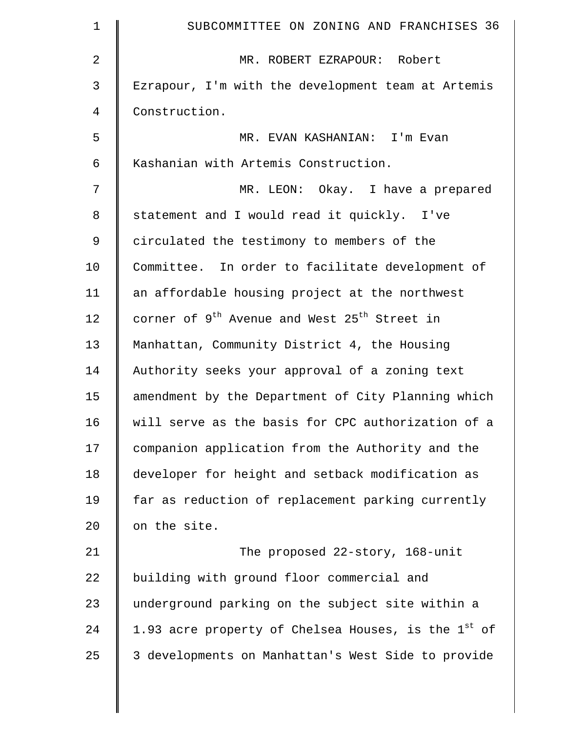MR. ROBERT EZRAPOUR: Robert Ezrapour, I'm with the development team at Artemis Construction.

MR. EVAN KASHANIAN: I'm Evan Kashanian with Artemis Construction.

MR. LEON: Okay. I have a prepared statement and I would read it quickly. I've circulated the testimony to members of the Committee. In order to facilitate development of an affordable housing project at the northwest corner of 9th Avenue and West 25th Street in Manhattan, Community District 4, the Housing Authority seeks your approval of a zoning text amendment by the Department of City Planning which will serve as the basis for CPC authorization of a companion application from the Authority and the developer for height and setback modification as far as reduction of replacement parking currently on the site.

The proposed 22-story, 168-unit building with ground floor commercial and underground parking on the subject site within a 1.93 acre property of Chelsea Houses, is the 1st of 3 developments on Manhattan's West Side to provide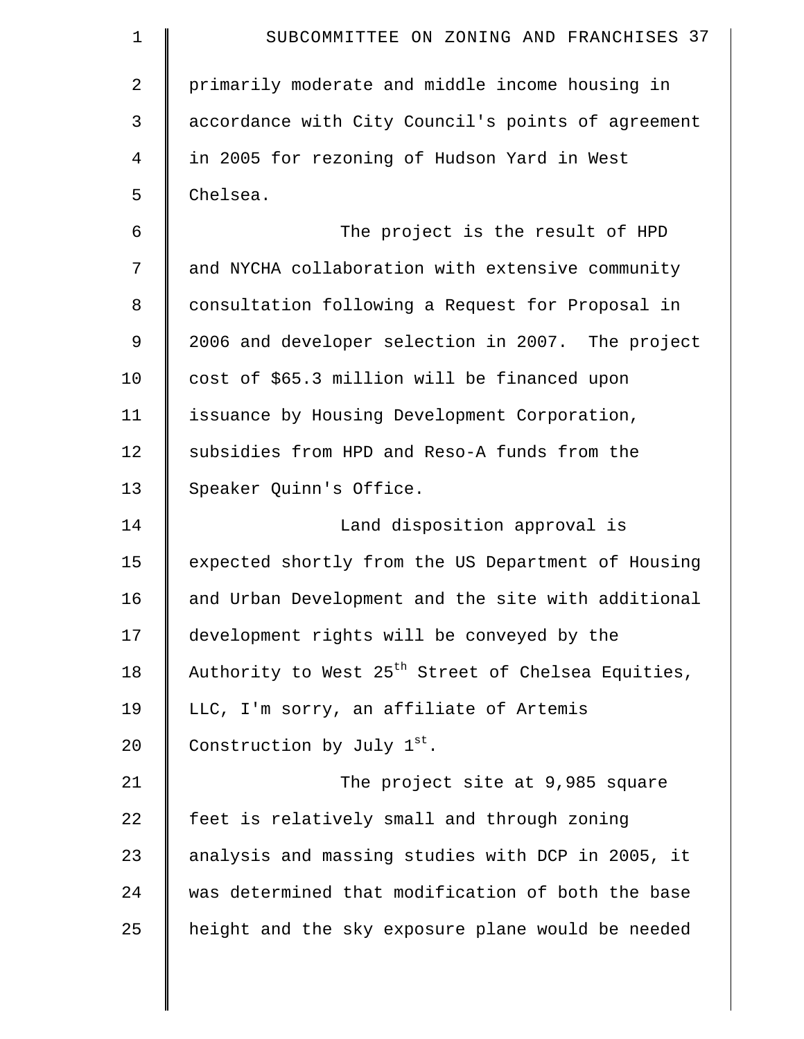primarily moderate and middle income housing in accordance with City Council's points of agreement in 2005 for rezoning of Hudson Yard in West Chelsea.

The project is the result of HPD and NYCHA collaboration with extensive community consultation following a Request for Proposal in 2006 and developer selection in 2007. The project cost of $65.3 million will be financed upon issuance by Housing Development Corporation, subsidies from HPD and Reso-A funds from the Speaker Quinn's Office.

Land disposition approval is expected shortly from the US Department of Housing and Urban Development and the site with additional development rights will be conveyed by the Authority to West 25th Street of Chelsea Equities, LLC, I'm sorry, an affiliate of Artemis Construction by July 1st.

The project site at 9,985 square feet is relatively small and through zoning analysis and massing studies with DCP in 2005, it was determined that modification of both the base height and the sky exposure plane would be needed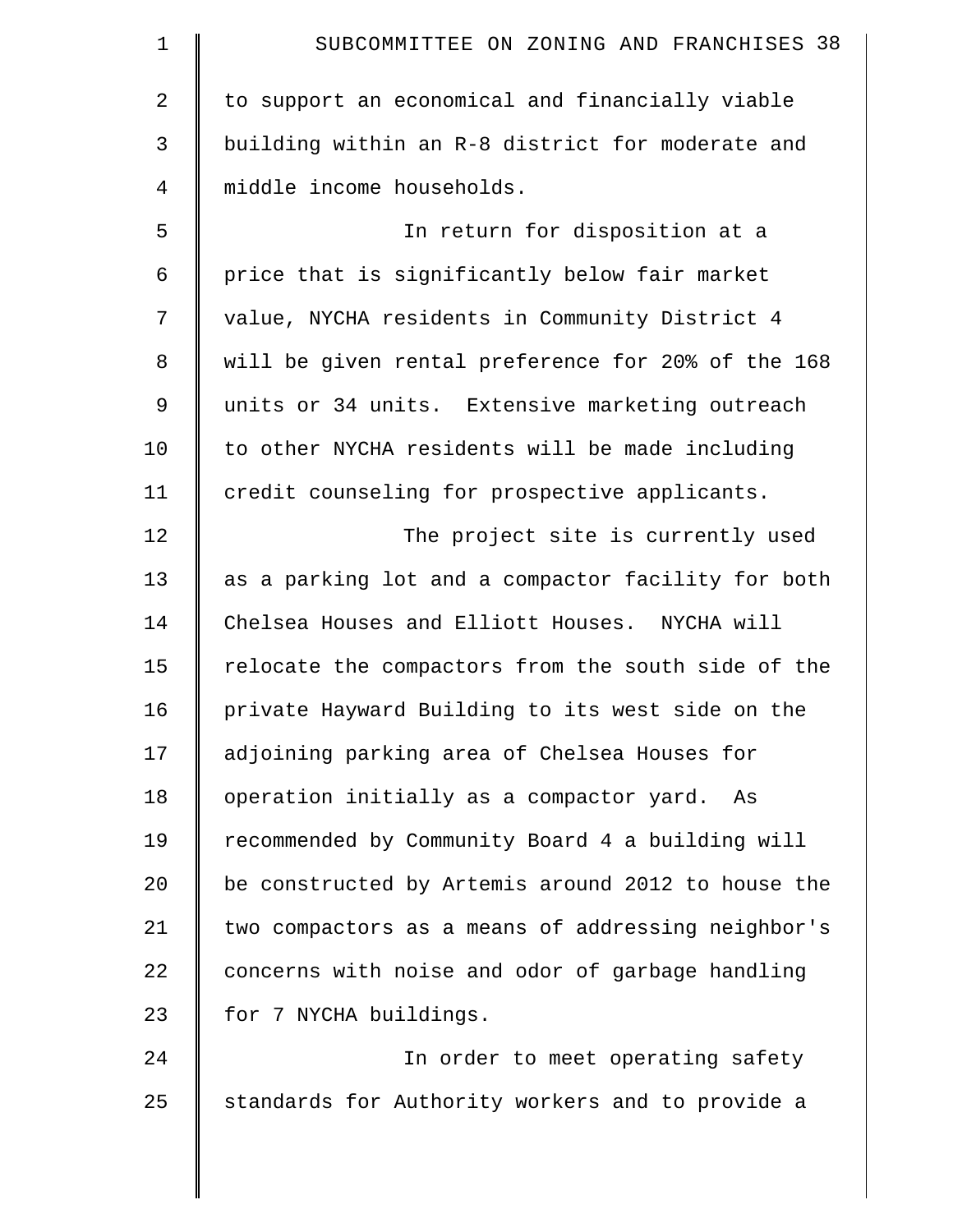to support an economical and financially viable building within an R-8 district for moderate and middle income households.

In return for disposition at a price that is significantly below fair market value, NYCHA residents in Community District 4 will be given rental preference for 20% of the 168 units or 34 units. Extensive marketing outreach to other NYCHA residents will be made including credit counseling for prospective applicants.

The project site is currently used as a parking lot and a compactor facility for both Chelsea Houses and Elliott Houses. NYCHA will relocate the compactors from the south side of the private Hayward Building to its west side on the adjoining parking area of Chelsea Houses for operation initially as a compactor yard. As recommended by Community Board 4 a building will be constructed by Artemis around 2012 to house the two compactors as a means of addressing neighbor's concerns with noise and odor of garbage handling for 7 NYCHA buildings.

In order to meet operating safety standards for Authority workers and to provide a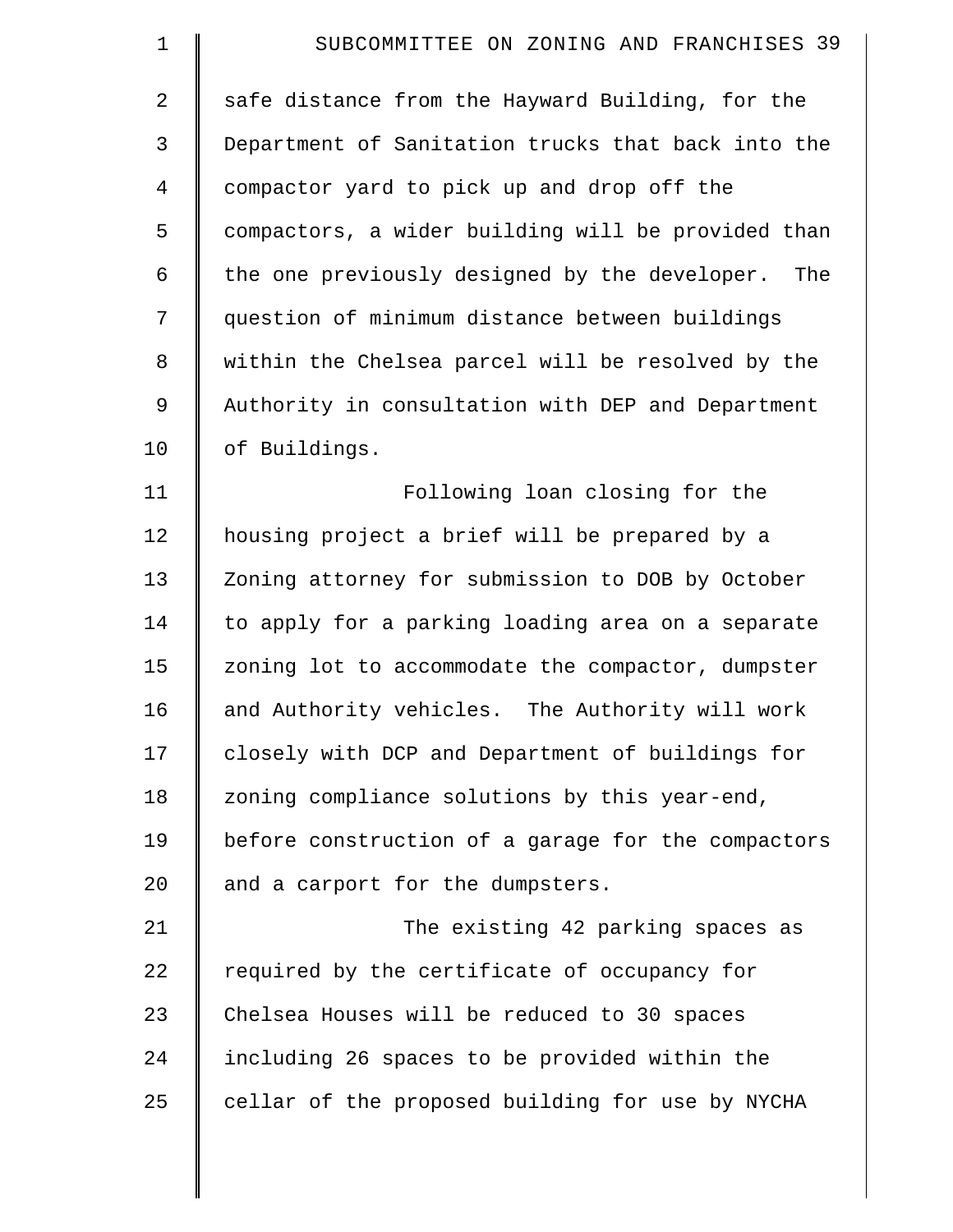safe distance from the Hayward Building, for the Department of Sanitation trucks that back into the compactor yard to pick up and drop off the compactors, a wider building will be provided than the one previously designed by the developer. The question of minimum distance between buildings within the Chelsea parcel will be resolved by the Authority in consultation with DEP and Department of Buildings.

Following loan closing for the housing project a brief will be prepared by a Zoning attorney for submission to DOB by October to apply for a parking loading area on a separate zoning lot to accommodate the compactor, dumpster and Authority vehicles. The Authority will work closely with DCP and Department of buildings for zoning compliance solutions by this year-end, before construction of a garage for the compactors and a carport for the dumpsters.

The existing 42 parking spaces as required by the certificate of occupancy for Chelsea Houses will be reduced to 30 spaces including 26 spaces to be provided within the cellar of the proposed building for use by NYCHA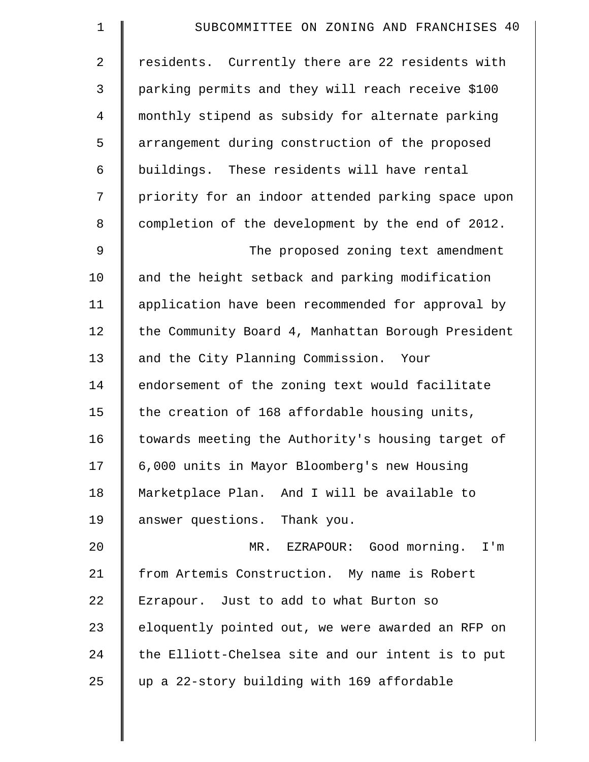residents. Currently there are 22 residents with parking permits and they will reach receive $100 monthly stipend as subsidy for alternate parking arrangement during construction of the proposed buildings. These residents will have rental priority for an indoor attended parking space upon completion of the development by the end of 2012.

The proposed zoning text amendment and the height setback and parking modification application have been recommended for approval by the Community Board 4, Manhattan Borough President and the City Planning Commission. Your endorsement of the zoning text would facilitate the creation of 168 affordable housing units, towards meeting the Authority's housing target of 6,000 units in Mayor Bloomberg's new Housing Marketplace Plan. And I will be available to answer questions. Thank you.

MR. EZRAPOUR: Good morning. I'm from Artemis Construction. My name is Robert Ezrapour. Just to add to what Burton so eloquently pointed out, we were awarded an RFP on the Elliott-Chelsea site and our intent is to put up a 22-story building with 169 affordable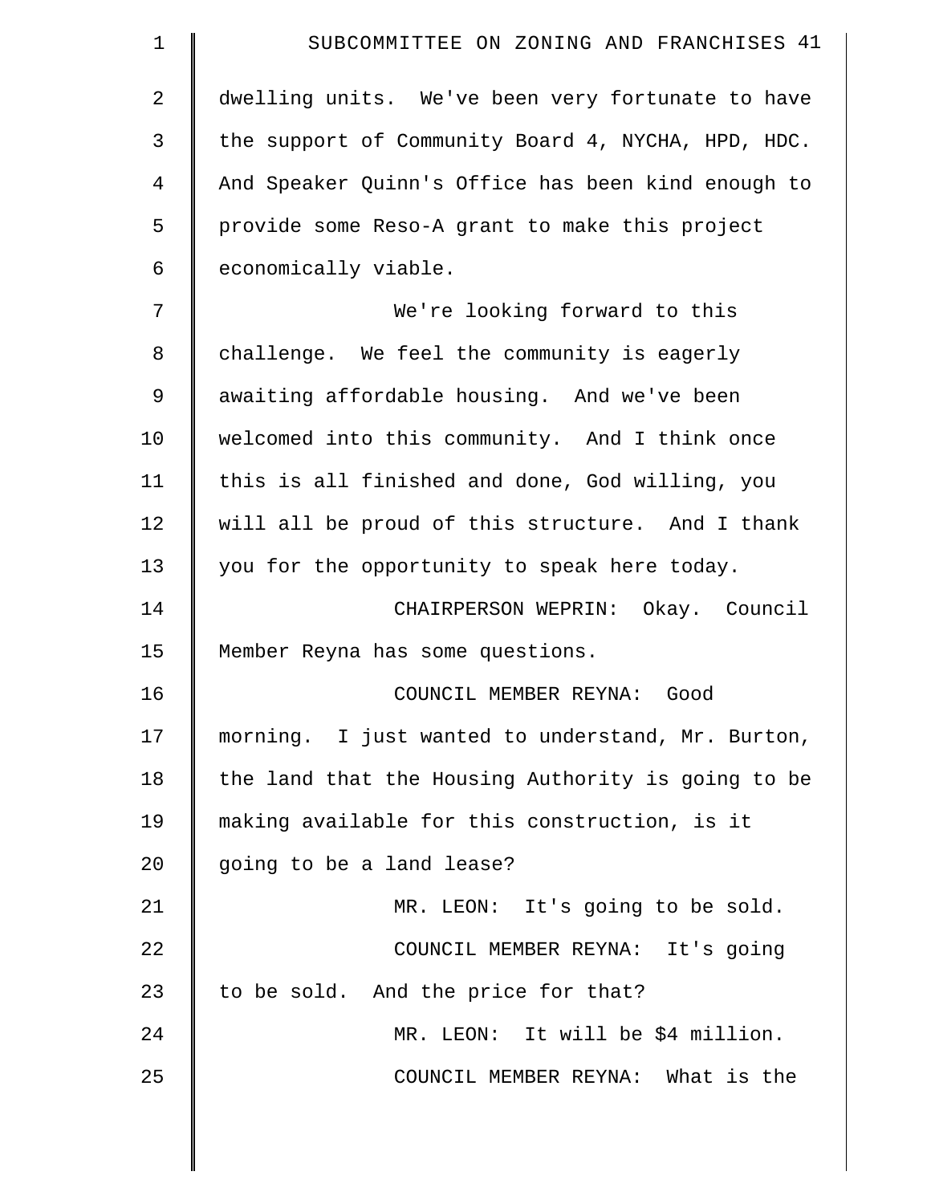dwelling units. We've been very fortunate to have the support of Community Board 4, NYCHA, HPD, HDC. And Speaker Quinn's Office has been kind enough to provide some Reso-A grant to make this project economically viable.

We're looking forward to this challenge. We feel the community is eagerly awaiting affordable housing. And we've been welcomed into this community. And I think once this is all finished and done, God willing, you will all be proud of this structure. And I thank you for the opportunity to speak here today.

CHAIRPERSON WEPRIN: Okay. Council Member Reyna has some questions.

COUNCIL MEMBER REYNA: Good morning. I just wanted to understand, Mr. Burton, the land that the Housing Authority is going to be making available for this construction, is it going to be a land lease?

MR. LEON: It's going to be sold.

COUNCIL MEMBER REYNA: It's going to be sold. And the price for that?

MR. LEON: It will be $4 million.

COUNCIL MEMBER REYNA: What is the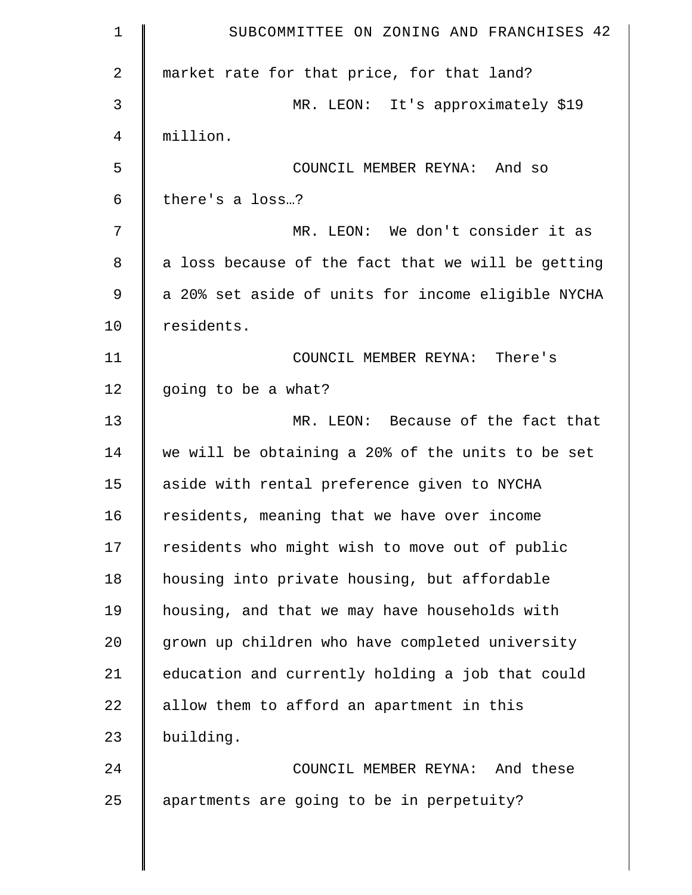market rate for that price, for that land?

MR. LEON: It's approximately $19 million.

COUNCIL MEMBER REYNA: And so there's a loss…?

MR. LEON: We don't consider it as a loss because of the fact that we will be getting a 20% set aside of units for income eligible NYCHA residents.

COUNCIL MEMBER REYNA: There's going to be a what?

MR. LEON: Because of the fact that we will be obtaining a 20% of the units to be set aside with rental preference given to NYCHA residents, meaning that we have over income residents who might wish to move out of public housing into private housing, but affordable housing, and that we may have households with grown up children who have completed university education and currently holding a job that could allow them to afford an apartment in this building.

COUNCIL MEMBER REYNA: And these apartments are going to be in perpetuity?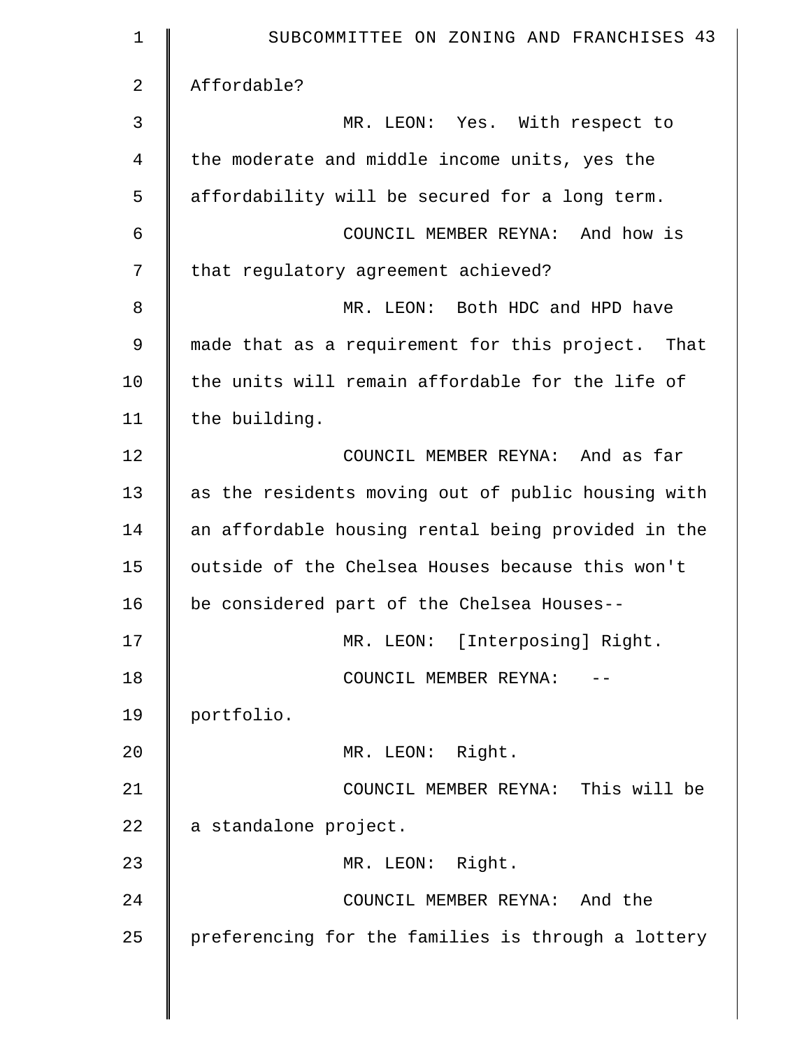Affordable?

MR. LEON: Yes. With respect to the moderate and middle income units, yes the affordability will be secured for a long term.

COUNCIL MEMBER REYNA: And how is that regulatory agreement achieved?

MR. LEON: Both HDC and HPD have made that as a requirement for this project. That the units will remain affordable for the life of the building.

COUNCIL MEMBER REYNA: And as far as the residents moving out of public housing with an affordable housing rental being provided in the outside of the Chelsea Houses because this won't be considered part of the Chelsea Houses--

MR. LEON: [Interposing] Right.

COUNCIL MEMBER REYNA: -- portfolio.

MR. LEON: Right.

COUNCIL MEMBER REYNA: This will be a standalone project.

MR. LEON: Right.

COUNCIL MEMBER REYNA: And the preferencing for the families is through a lottery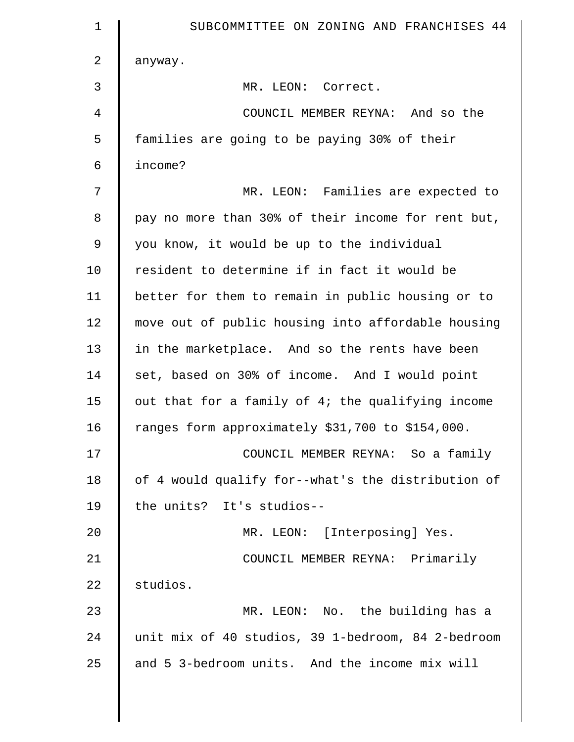anyway.

MR. LEON: Correct.

COUNCIL MEMBER REYNA: And so the families are going to be paying 30% of their income?

MR. LEON: Families are expected to pay no more than 30% of their income for rent but, you know, it would be up to the individual resident to determine if in fact it would be better for them to remain in public housing or to move out of public housing into affordable housing in the marketplace. And so the rents have been set, based on 30% of income. And I would point out that for a family of 4; the qualifying income ranges form approximately $31,700 to $154,000.

COUNCIL MEMBER REYNA: So a family of 4 would qualify for--what's the distribution of the units? It's studios--

MR. LEON: [Interposing] Yes.

COUNCIL MEMBER REYNA: Primarily studios.

MR. LEON: No. the building has a unit mix of 40 studios, 39 1-bedroom, 84 2-bedroom and 5 3-bedroom units. And the income mix will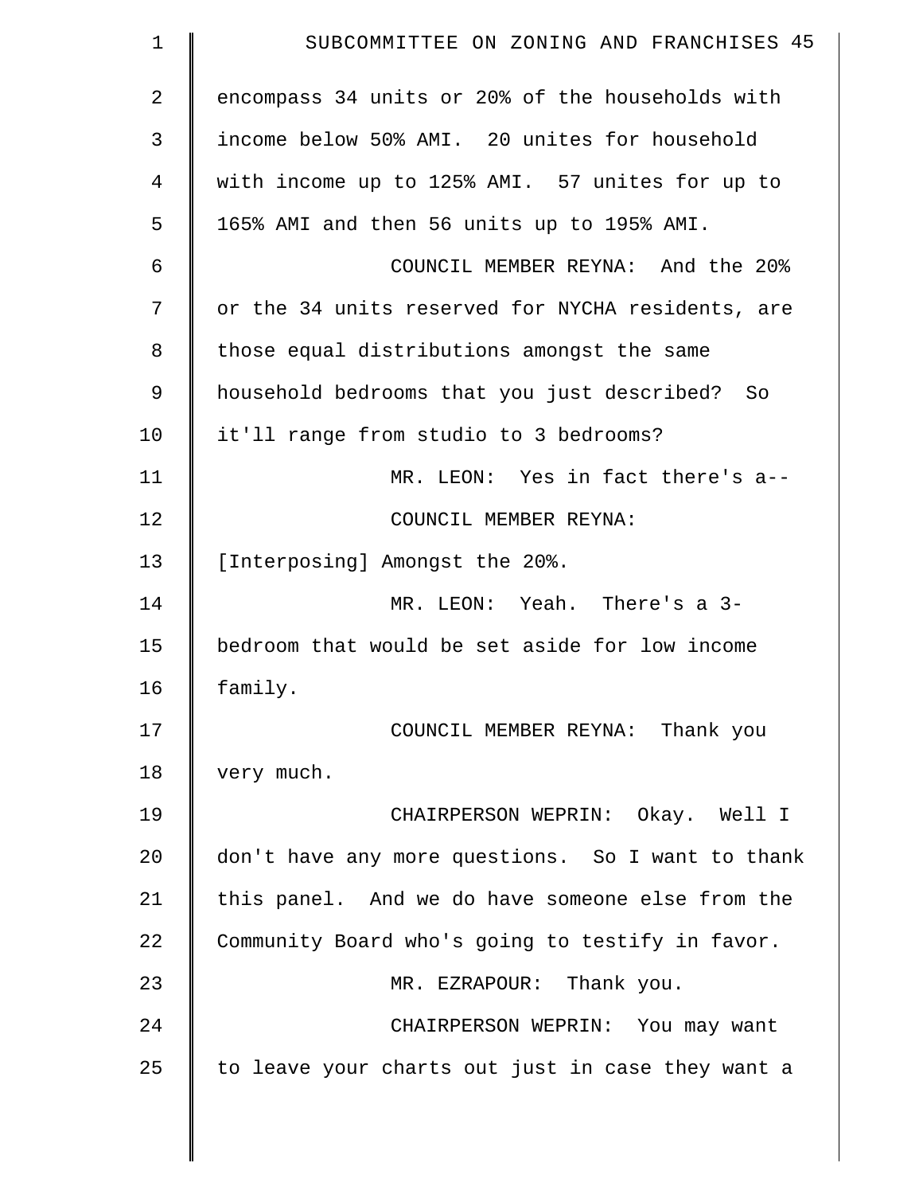encompass 34 units or 20% of the households with income below 50% AMI. 20 unites for household with income up to 125% AMI. 57 unites for up to 165% AMI and then 56 units up to 195% AMI.

COUNCIL MEMBER REYNA: And the 20% or the 34 units reserved for NYCHA residents, are those equal distributions amongst the same household bedrooms that you just described? So it'll range from studio to 3 bedrooms?

MR. LEON: Yes in fact there's a--

COUNCIL MEMBER REYNA: [Interposing] Amongst the 20%.

MR. LEON: Yeah. There's a 3-bedroom that would be set aside for low income family.

COUNCIL MEMBER REYNA: Thank you very much.

CHAIRPERSON WEPRIN: Okay. Well I don't have any more questions. So I want to thank this panel. And we do have someone else from the Community Board who's going to testify in favor.

MR. EZRAPOUR: Thank you.

CHAIRPERSON WEPRIN: You may want to leave your charts out just in case they want a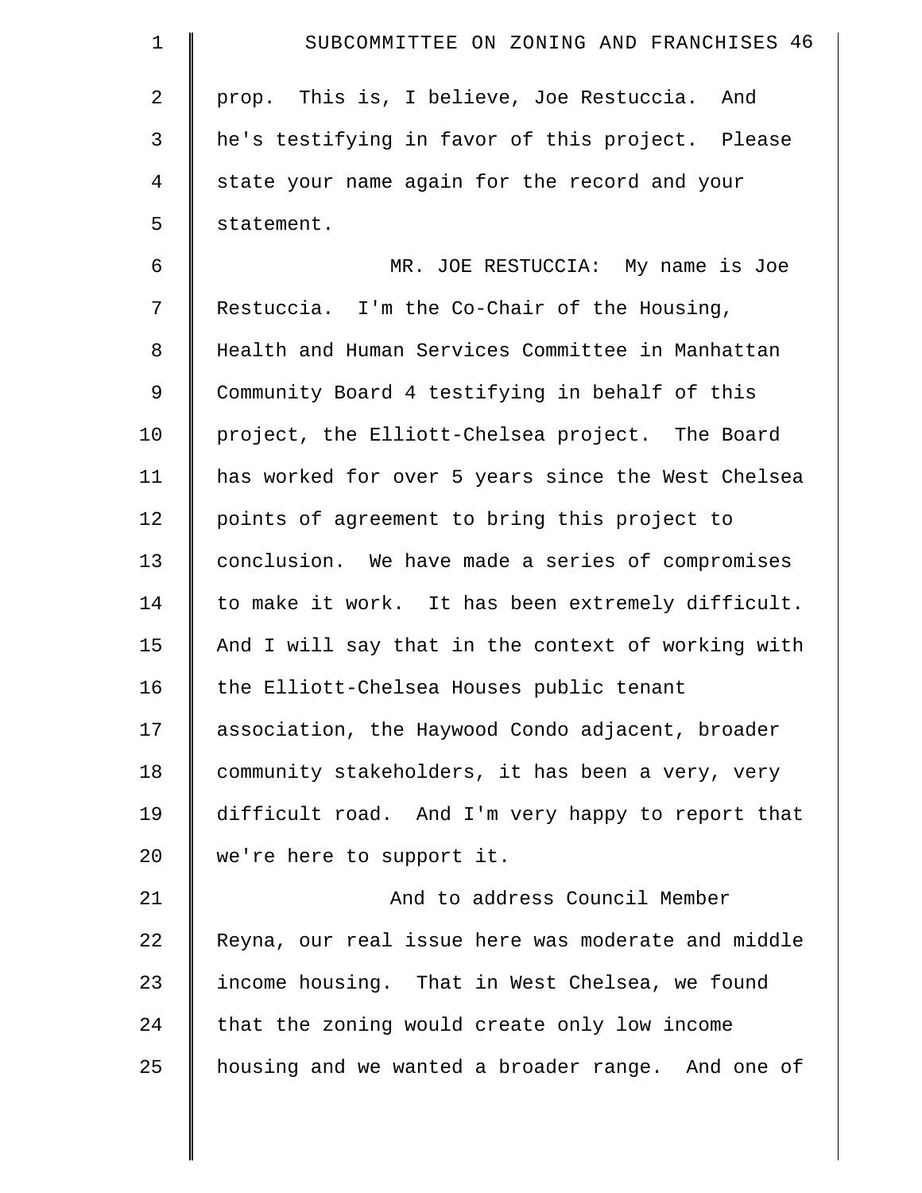prop. This is, I believe, Joe Restuccia. And he's testifying in favor of this project. Please state your name again for the record and your statement.

MR. JOE RESTUCCIA: My name is Joe Restuccia. I'm the Co-Chair of the Housing, Health and Human Services Committee in Manhattan Community Board 4 testifying in behalf of this project, the Elliott-Chelsea project. The Board has worked for over 5 years since the West Chelsea points of agreement to bring this project to conclusion. We have made a series of compromises to make it work. It has been extremely difficult. And I will say that in the context of working with the Elliott-Chelsea Houses public tenant association, the Haywood Condo adjacent, broader community stakeholders, it has been a very, very difficult road. And I'm very happy to report that we're here to support it.

And to address Council Member Reyna, our real issue here was moderate and middle income housing. That in West Chelsea, we found that the zoning would create only low income housing and we wanted a broader range. And one of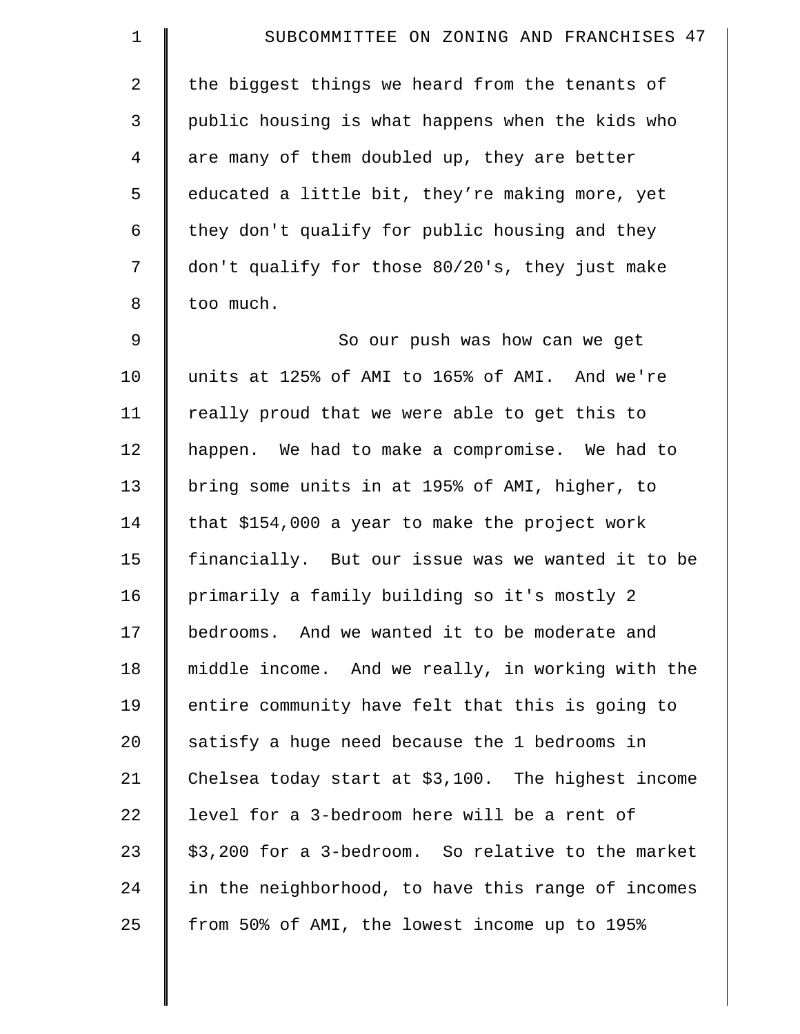the biggest things we heard from the tenants of public housing is what happens when the kids who are many of them doubled up, they are better educated a little bit, they're making more, yet they don't qualify for public housing and they don't qualify for those 80/20's, they just make too much.

So our push was how can we get units at 125% of AMI to 165% of AMI. And we're really proud that we were able to get this to happen. We had to make a compromise. We had to bring some units in at 195% of AMI, higher, to that $154,000 a year to make the project work financially. But our issue was we wanted it to be primarily a family building so it's mostly 2 bedrooms. And we wanted it to be moderate and middle income. And we really, in working with the entire community have felt that this is going to satisfy a huge need because the 1 bedrooms in Chelsea today start at $3,100. The highest income level for a 3-bedroom here will be a rent of $3,200 for a 3-bedroom. So relative to the market in the neighborhood, to have this range of incomes from 50% of AMI, the lowest income up to 195%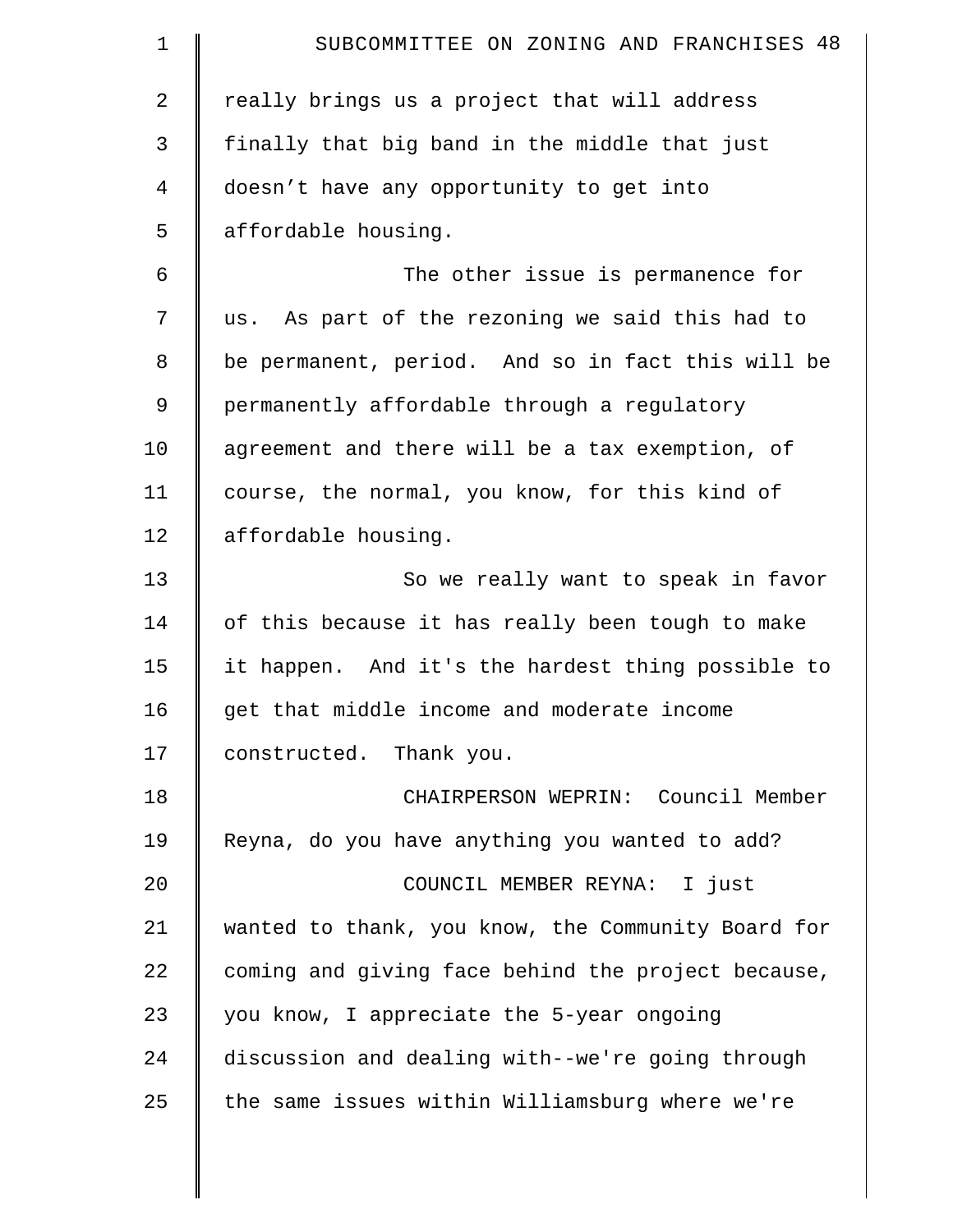really brings us a project that will address finally that big band in the middle that just doesn’t have any opportunity to get into affordable housing.

The other issue is permanence for us. As part of the rezoning we said this had to be permanent, period. And so in fact this will be permanently affordable through a regulatory agreement and there will be a tax exemption, of course, the normal, you know, for this kind of affordable housing.

So we really want to speak in favor of this because it has really been tough to make it happen. And it's the hardest thing possible to get that middle income and moderate income constructed. Thank you.

CHAIRPERSON WEPRIN: Council Member Reyna, do you have anything you wanted to add?

COUNCIL MEMBER REYNA: I just wanted to thank, you know, the Community Board for coming and giving face behind the project because, you know, I appreciate the 5-year ongoing discussion and dealing with--we're going through the same issues within Williamsburg where we're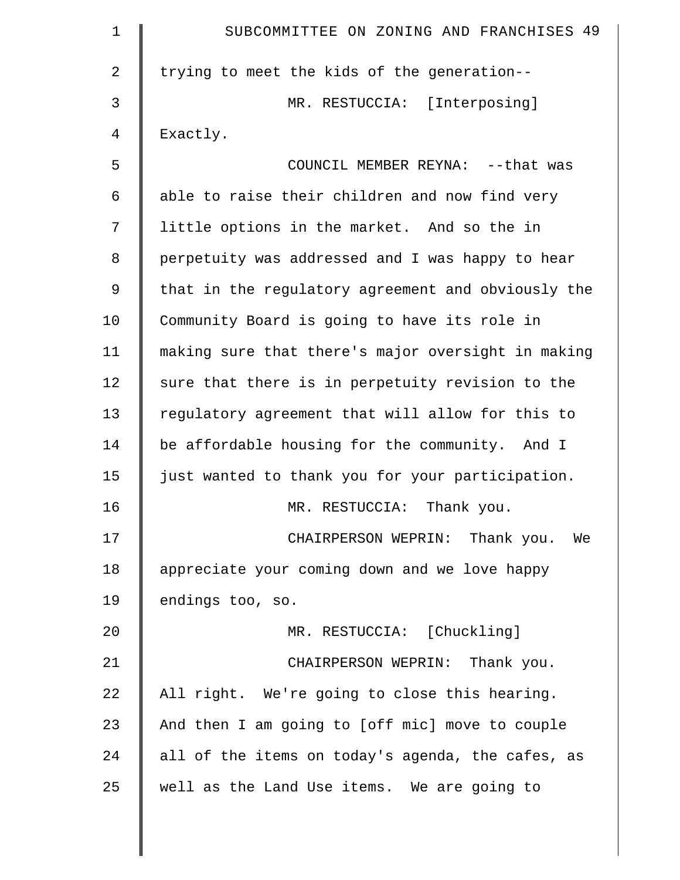trying to meet the kids of the generation--

MR. RESTUCCIA: [Interposing] Exactly.

COUNCIL MEMBER REYNA: --that was able to raise their children and now find very little options in the market. And so the in perpetuity was addressed and I was happy to hear that in the regulatory agreement and obviously the Community Board is going to have its role in making sure that there's major oversight in making sure that there is in perpetuity revision to the regulatory agreement that will allow for this to be affordable housing for the community. And I just wanted to thank you for your participation.

MR. RESTUCCIA: Thank you.

CHAIRPERSON WEPRIN: Thank you. We appreciate your coming down and we love happy endings too, so.

MR. RESTUCCIA: [Chuckling]

CHAIRPERSON WEPRIN: Thank you. All right. We're going to close this hearing. And then I am going to [off mic] move to couple all of the items on today's agenda, the cafes, as well as the Land Use items. We are going to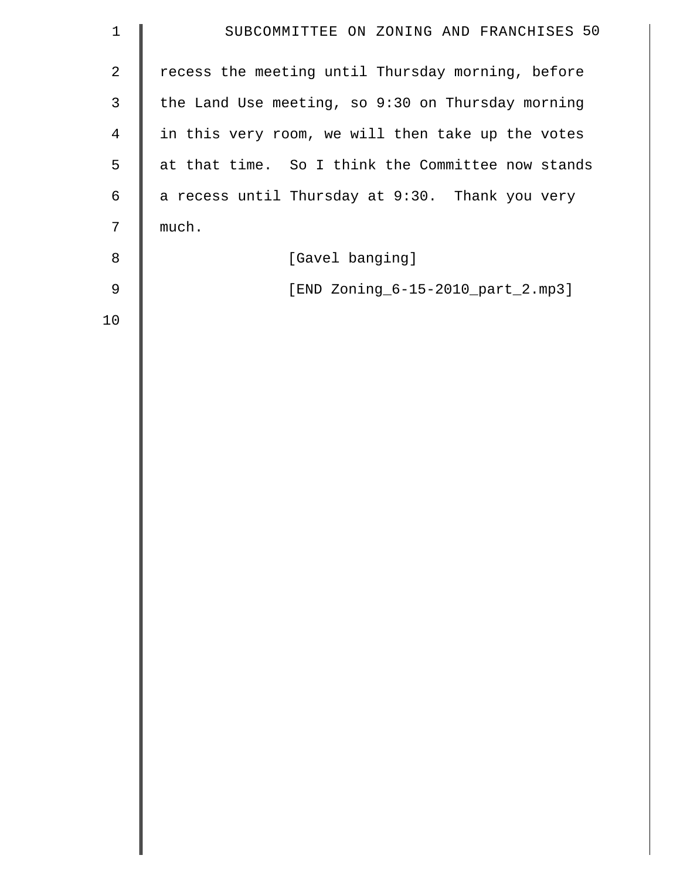recess the meeting until Thursday morning, before the Land Use meeting, so 9:30 on Thursday morning in this very room, we will then take up the votes at that time. So I think the Committee now stands a recess until Thursday at 9:30. Thank you very much.

[Gavel banging]

[END Zoning_6-15-2010_part_2.mp3]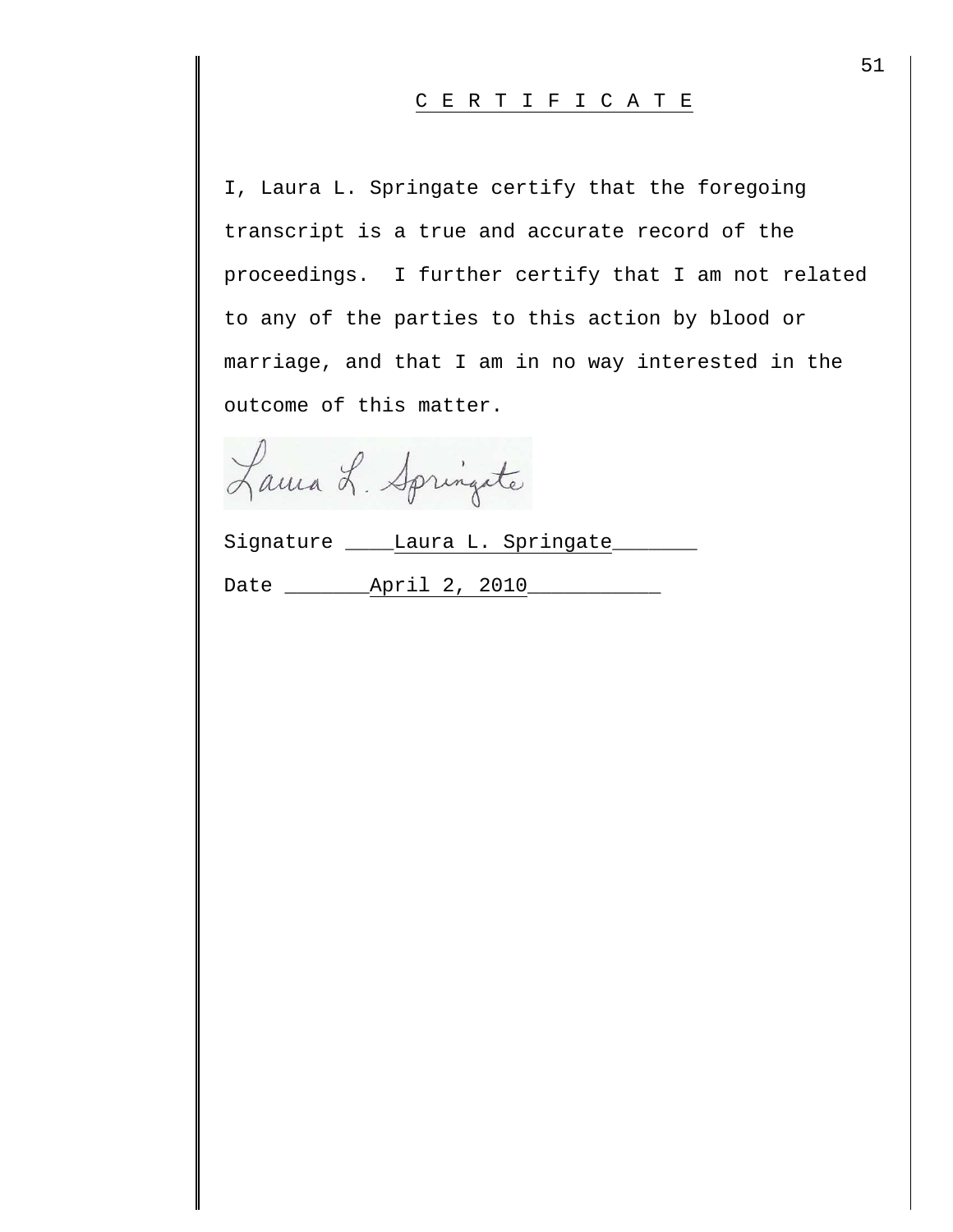# C E R T I F I C A T E

I, Laura L. Springate certify that the foregoing transcript is a true and accurate record of the proceedings. I further certify that I am not related to any of the parties to this action by blood or marriage, and that I am in no way interested in the outcome of this matter.

Signature ____Laura L. Springate_______

Date _______April 2, 2010___________